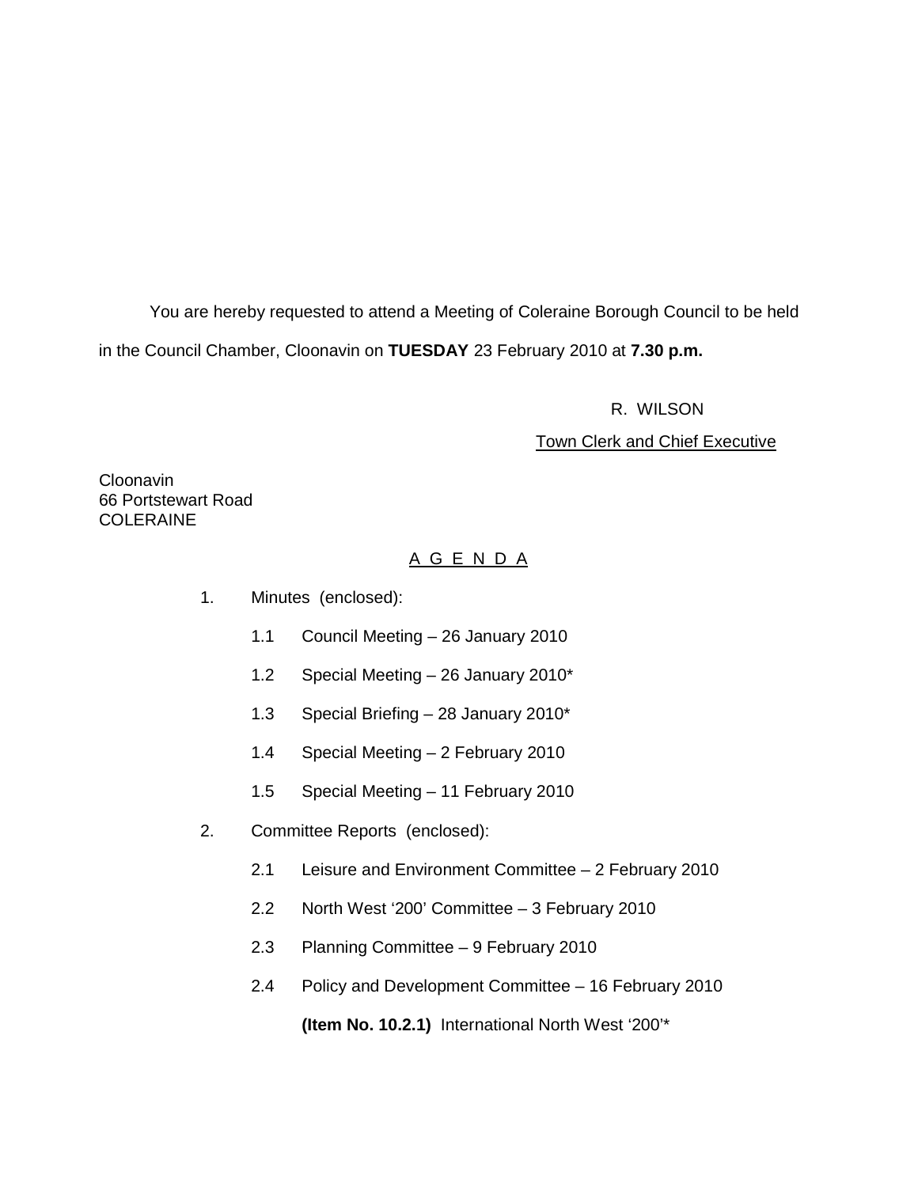You are hereby requested to attend a Meeting of Coleraine Borough Council to be held in the Council Chamber, Cloonavin on **TUESDAY** 23 February 2010 at **7.30 p.m.**

R. WILSON

Town Clerk and Chief Executive

Cloonavin
66 Portstewart Road
COLERAINE

## A G E N D A

1. Minutes (enclosed):

   1.1 Council Meeting – 26 January 2010

   1.2 Special Meeting – 26 January 2010*

   1.3 Special Briefing – 28 January 2010*

   1.4 Special Meeting – 2 February 2010

   1.5 Special Meeting – 11 February 2010

2. Committee Reports (enclosed):

   2.1 Leisure and Environment Committee – 2 February 2010

   2.2 North West '200' Committee – 3 February 2010

   2.3 Planning Committee – 9 February 2010

   2.4 Policy and Development Committee – 16 February 2010

   **(Item No. 10.2.1)** International North West '200'*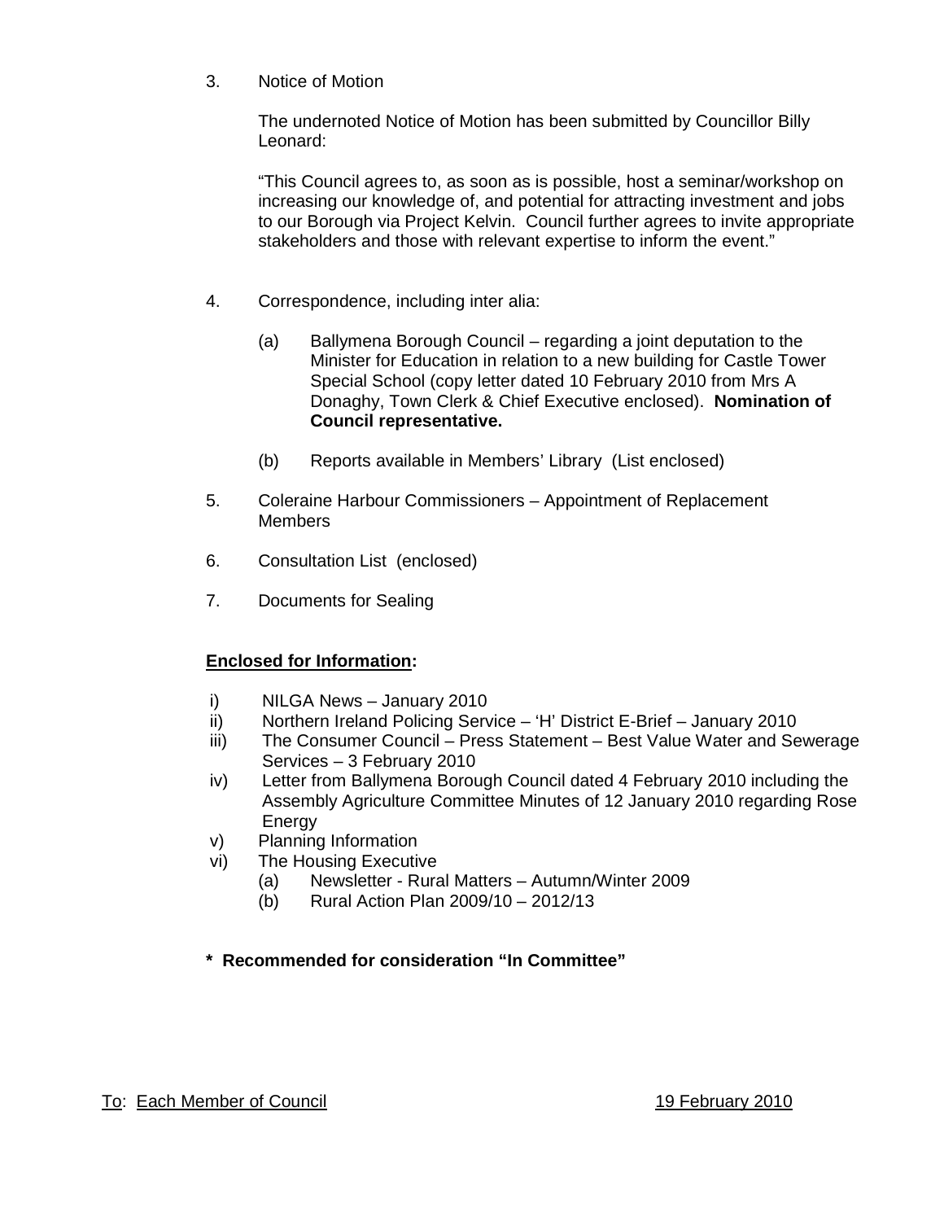3. Notice of Motion

   The undernoted Notice of Motion has been submitted by Councillor Billy Leonard:

   "This Council agrees to, as soon as is possible, host a seminar/workshop on increasing our knowledge of, and potential for attracting investment and jobs to our Borough via Project Kelvin. Council further agrees to invite appropriate stakeholders and those with relevant expertise to inform the event."

4. Correspondence, including inter alia:

   (a) Ballymena Borough Council – regarding a joint deputation to the Minister for Education in relation to a new building for Castle Tower Special School (copy letter dated 10 February 2010 from Mrs A Donaghy, Town Clerk & Chief Executive enclosed). **Nomination of Council representative.**

   (b) Reports available in Members' Library (List enclosed)

5. Coleraine Harbour Commissioners – Appointment of Replacement Members

6. Consultation List (enclosed)

7. Documents for Sealing

**<u>Enclosed for Information</u>:**

i) NILGA News – January 2010
ii) Northern Ireland Policing Service – 'H' District E-Brief – January 2010
iii) The Consumer Council – Press Statement – Best Value Water and Sewerage Services – 3 February 2010
iv) Letter from Ballymena Borough Council dated 4 February 2010 including the Assembly Agriculture Committee Minutes of 12 January 2010 regarding Rose Energy
v) Planning Information
vi) The Housing Executive
   (a) Newsletter - Rural Matters – Autumn/Winter 2009
   (b) Rural Action Plan 2009/10 – 2012/13

**\* Recommended for consideration "In Committee"**

<u>To</u>: <u>Each Member of Council</u> <u>19 February 2010</u>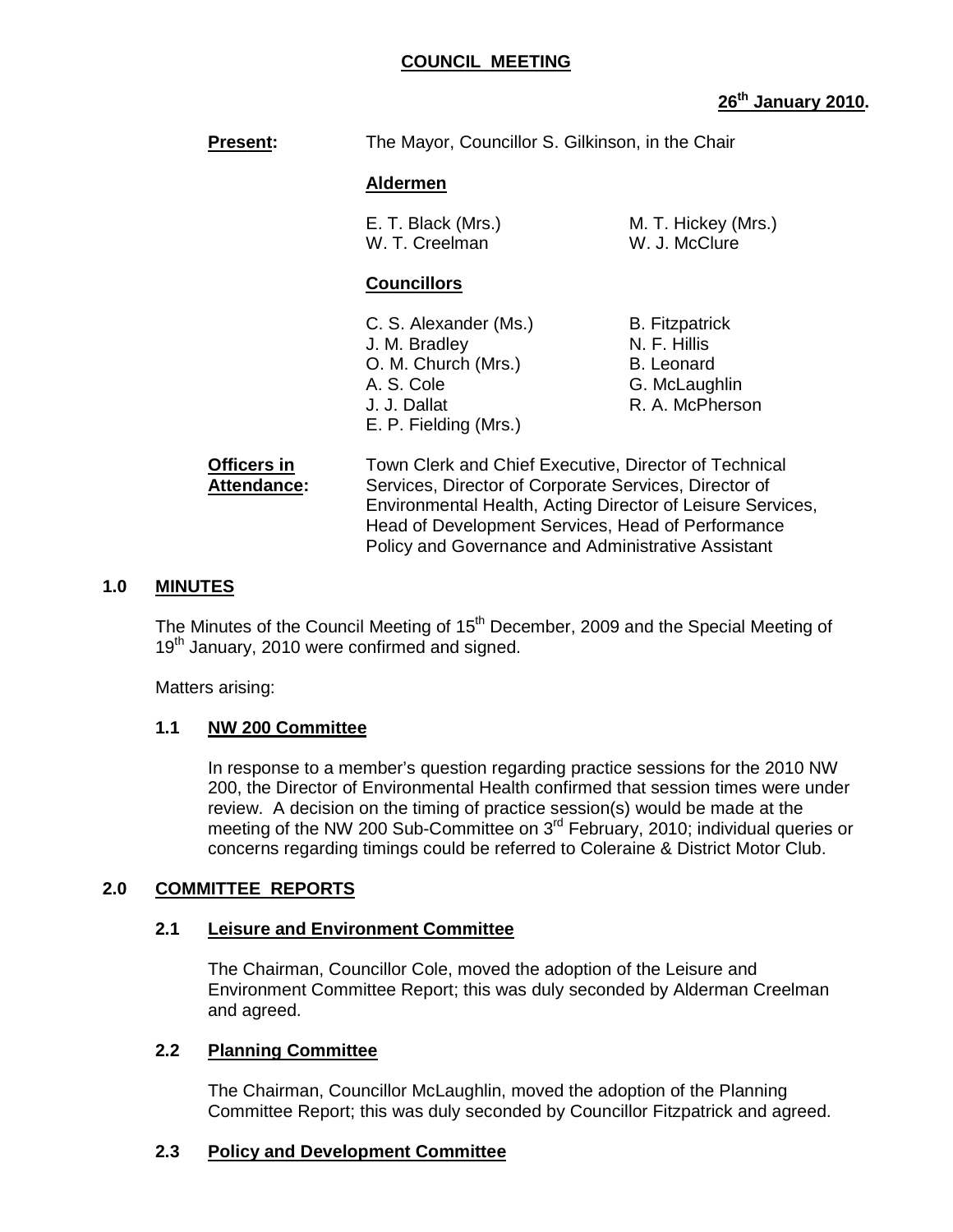# COUNCIL MEETING

**26th January 2010.**

**Present:** The Mayor, Councillor S. Gilkinson, in the Chair

**Aldermen**

E. T. Black (Mrs.)
M. T. Hickey (Mrs.)
W. T. Creelman
W. J. McClure

**Councillors**

C. S. Alexander (Ms.)
B. Fitzpatrick
J. M. Bradley
N. F. Hillis
O. M. Church (Mrs.)
B. Leonard
A. S. Cole
G. McLaughlin
J. J. Dallat
R. A. McPherson
E. P. Fielding (Mrs.)

**Officers in Attendance:** Town Clerk and Chief Executive, Director of Technical Services, Director of Corporate Services, Director of Environmental Health, Acting Director of Leisure Services, Head of Development Services, Head of Performance Policy and Governance and Administrative Assistant

## 1.0 MINUTES

The Minutes of the Council Meeting of 15th December, 2009 and the Special Meeting of 19th January, 2010 were confirmed and signed.

Matters arising:

### 1.1 NW 200 Committee

In response to a member's question regarding practice sessions for the 2010 NW 200, the Director of Environmental Health confirmed that session times were under review. A decision on the timing of practice session(s) would be made at the meeting of the NW 200 Sub-Committee on 3rd February, 2010; individual queries or concerns regarding timings could be referred to Coleraine & District Motor Club.

## 2.0 COMMITTEE REPORTS

### 2.1 Leisure and Environment Committee

The Chairman, Councillor Cole, moved the adoption of the Leisure and Environment Committee Report; this was duly seconded by Alderman Creelman and agreed.

### 2.2 Planning Committee

The Chairman, Councillor McLaughlin, moved the adoption of the Planning Committee Report; this was duly seconded by Councillor Fitzpatrick and agreed.

### 2.3 Policy and Development Committee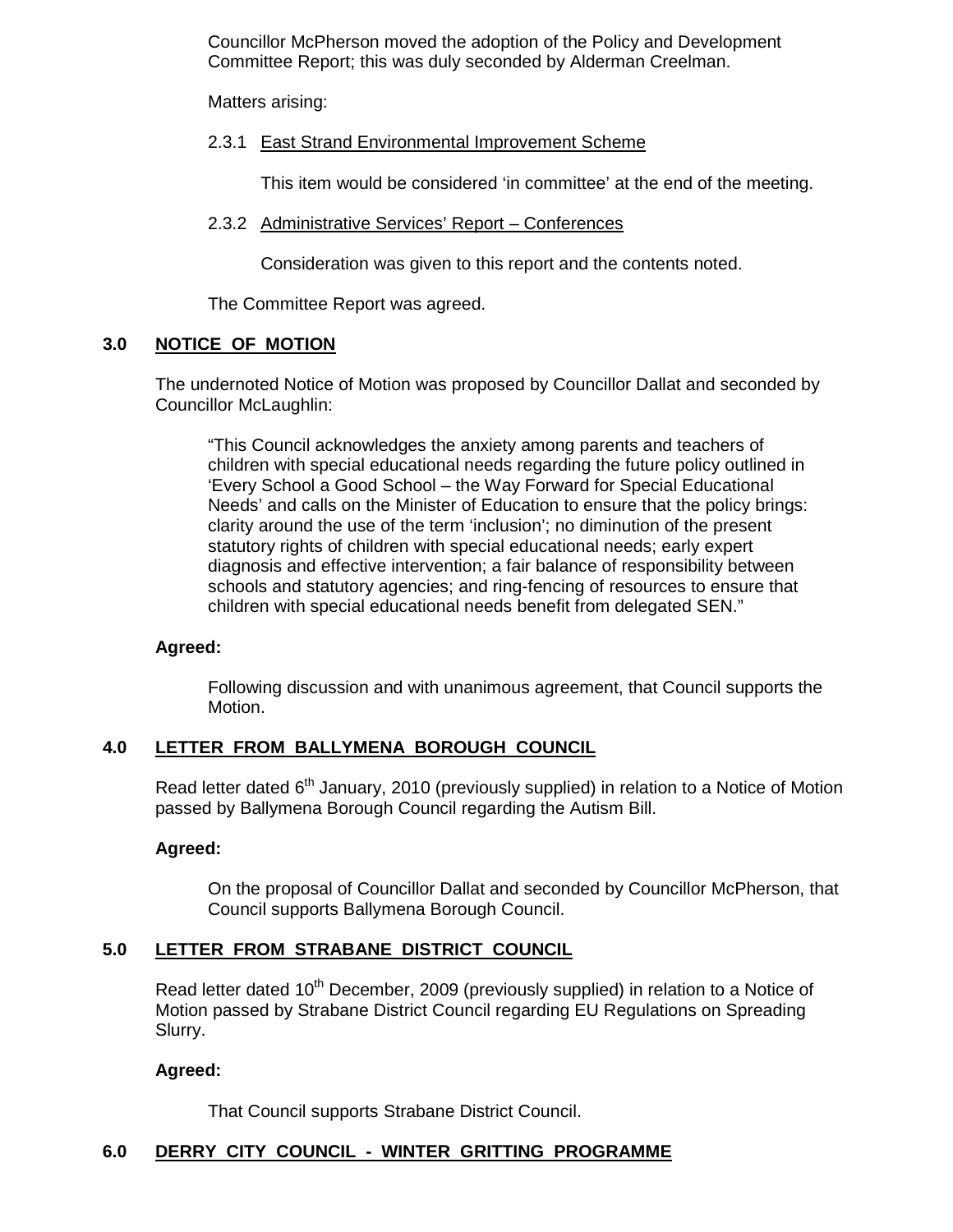Councillor McPherson moved the adoption of the Policy and Development Committee Report; this was duly seconded by Alderman Creelman.

Matters arising:

2.3.1 East Strand Environmental Improvement Scheme

This item would be considered 'in committee' at the end of the meeting.

2.3.2 Administrative Services' Report – Conferences

Consideration was given to this report and the contents noted.

The Committee Report was agreed.

## 3.0 NOTICE OF MOTION

The undernoted Notice of Motion was proposed by Councillor Dallat and seconded by Councillor McLaughlin:

> "This Council acknowledges the anxiety among parents and teachers of children with special educational needs regarding the future policy outlined in 'Every School a Good School – the Way Forward for Special Educational Needs' and calls on the Minister of Education to ensure that the policy brings: clarity around the use of the term 'inclusion'; no diminution of the present statutory rights of children with special educational needs; early expert diagnosis and effective intervention; a fair balance of responsibility between schools and statutory agencies; and ring-fencing of resources to ensure that children with special educational needs benefit from delegated SEN."

**Agreed:**

Following discussion and with unanimous agreement, that Council supports the Motion.

## 4.0 LETTER FROM BALLYMENA BOROUGH COUNCIL

Read letter dated 6th January, 2010 (previously supplied) in relation to a Notice of Motion passed by Ballymena Borough Council regarding the Autism Bill.

**Agreed:**

On the proposal of Councillor Dallat and seconded by Councillor McPherson, that Council supports Ballymena Borough Council.

## 5.0 LETTER FROM STRABANE DISTRICT COUNCIL

Read letter dated 10th December, 2009 (previously supplied) in relation to a Notice of Motion passed by Strabane District Council regarding EU Regulations on Spreading Slurry.

**Agreed:**

That Council supports Strabane District Council.

## 6.0 DERRY CITY COUNCIL - WINTER GRITTING PROGRAMME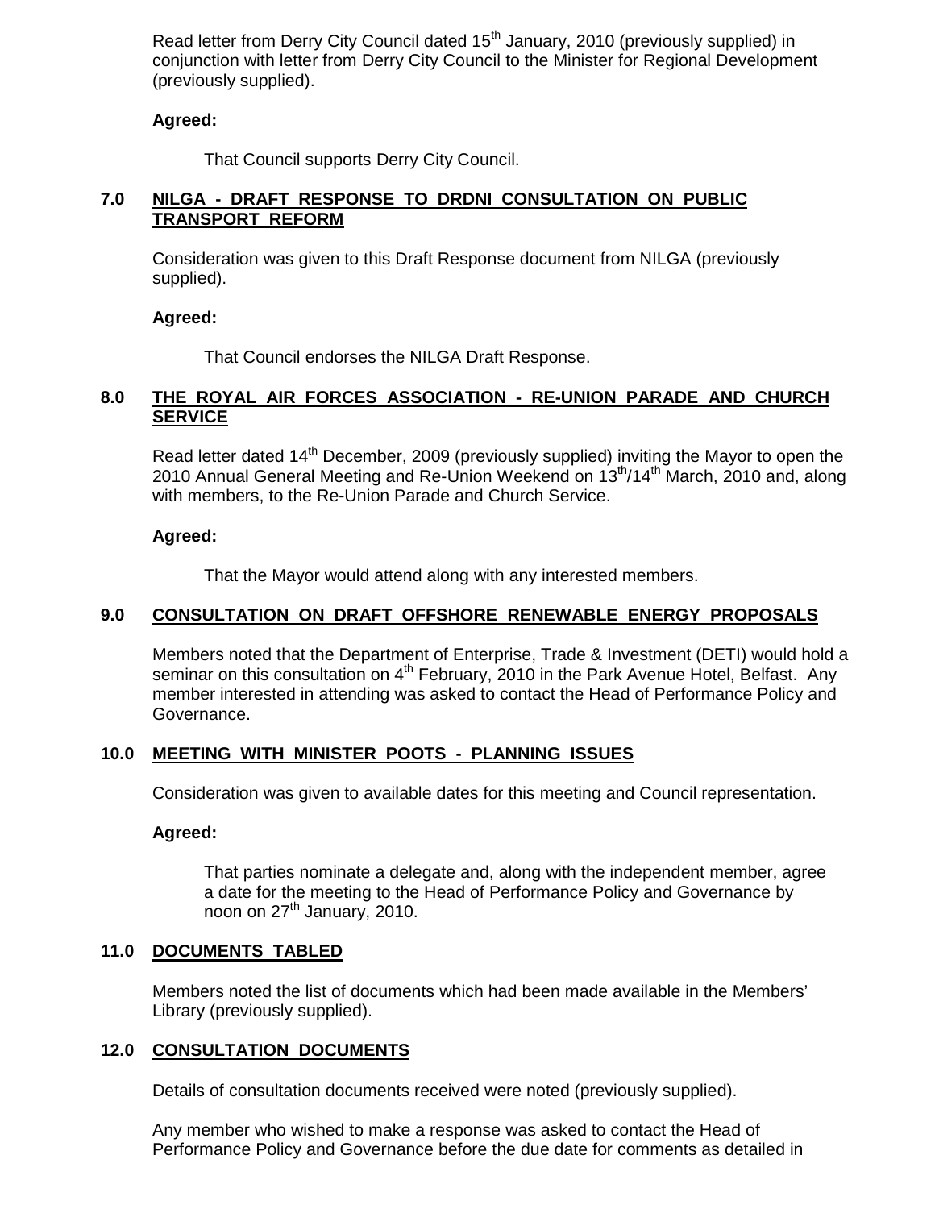Read letter from Derry City Council dated 15th January, 2010 (previously supplied) in conjunction with letter from Derry City Council to the Minister for Regional Development (previously supplied).

**Agreed:**

That Council supports Derry City Council.

## 7.0 NILGA - DRAFT RESPONSE TO DRDNI CONSULTATION ON PUBLIC TRANSPORT REFORM

Consideration was given to this Draft Response document from NILGA (previously supplied).

**Agreed:**

That Council endorses the NILGA Draft Response.

## 8.0 THE ROYAL AIR FORCES ASSOCIATION - RE-UNION PARADE AND CHURCH SERVICE

Read letter dated 14th December, 2009 (previously supplied) inviting the Mayor to open the 2010 Annual General Meeting and Re-Union Weekend on 13th/14th March, 2010 and, along with members, to the Re-Union Parade and Church Service.

**Agreed:**

That the Mayor would attend along with any interested members.

## 9.0 CONSULTATION ON DRAFT OFFSHORE RENEWABLE ENERGY PROPOSALS

Members noted that the Department of Enterprise, Trade & Investment (DETI) would hold a seminar on this consultation on 4th February, 2010 in the Park Avenue Hotel, Belfast. Any member interested in attending was asked to contact the Head of Performance Policy and Governance.

## 10.0 MEETING WITH MINISTER POOTS - PLANNING ISSUES

Consideration was given to available dates for this meeting and Council representation.

**Agreed:**

That parties nominate a delegate and, along with the independent member, agree a date for the meeting to the Head of Performance Policy and Governance by noon on 27th January, 2010.

## 11.0 DOCUMENTS TABLED

Members noted the list of documents which had been made available in the Members' Library (previously supplied).

## 12.0 CONSULTATION DOCUMENTS

Details of consultation documents received were noted (previously supplied).

Any member who wished to make a response was asked to contact the Head of Performance Policy and Governance before the due date for comments as detailed in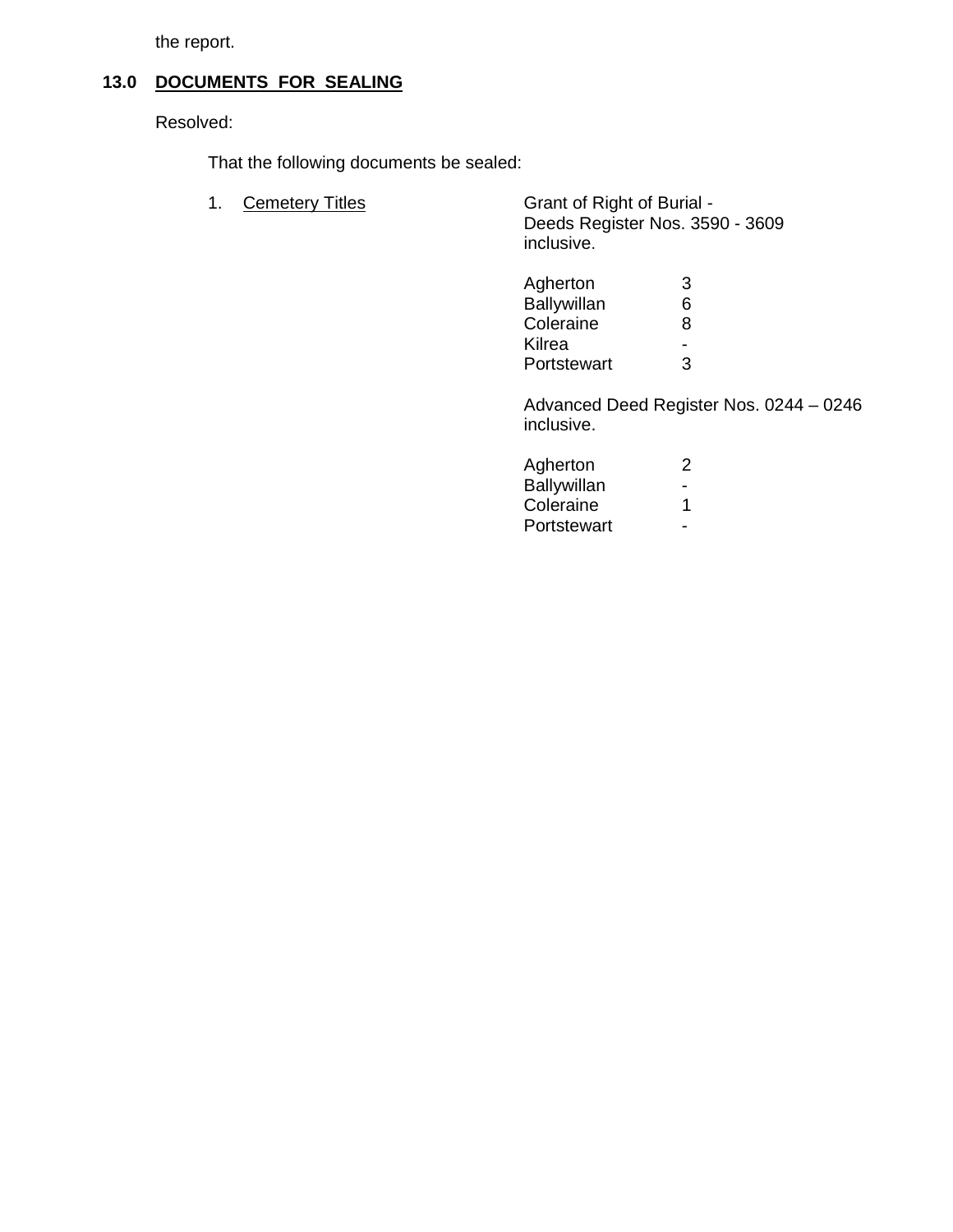the report.

## 13.0 DOCUMENTS FOR SEALING

Resolved:

That the following documents be sealed:

1. Cemetery Titles

Grant of Right of Burial - Deeds Register Nos. 3590 - 3609 inclusive.

| | |
|---|---|
| Agherton | 3 |
| Ballywillan | 6 |
| Coleraine | 8 |
| Kilrea | - |
| Portstewart | 3 |

Advanced Deed Register Nos. 0244 – 0246 inclusive.

| | |
|---|---|
| Agherton | 2 |
| Ballywillan | - |
| Coleraine | 1 |
| Portstewart | - |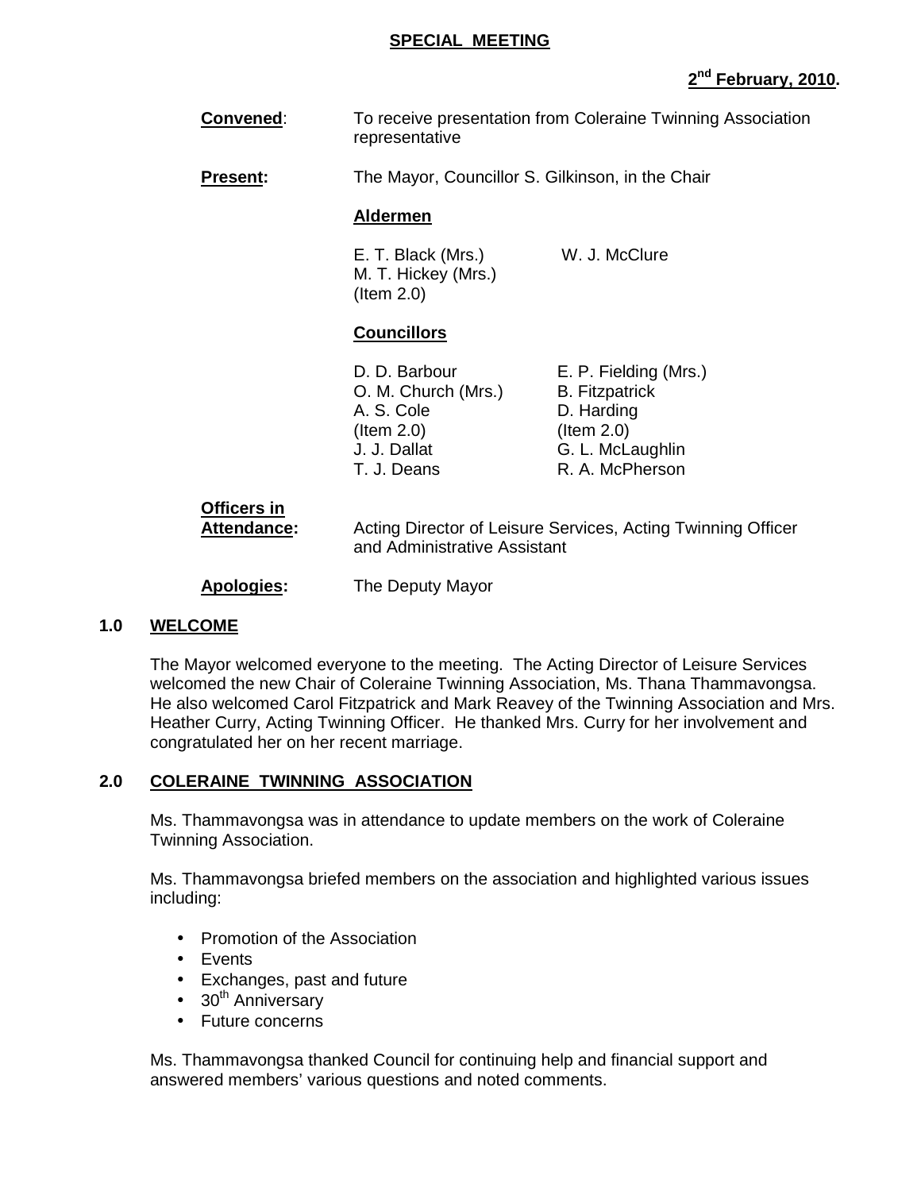**SPECIAL MEETING**

**2nd February, 2010.**

**Convened**: To receive presentation from Coleraine Twinning Association representative

**Present:** The Mayor, Councillor S. Gilkinson, in the Chair

**Aldermen**

E. T. Black (Mrs.)
W. J. McClure
M. T. Hickey (Mrs.) (Item 2.0)

**Councillors**

D. D. Barbour
E. P. Fielding (Mrs.)
O. M. Church (Mrs.)
B. Fitzpatrick
A. S. Cole (Item 2.0)
D. Harding (Item 2.0)
J. J. Dallat
G. L. McLaughlin
T. J. Deans
R. A. McPherson

**Officers in Attendance:** Acting Director of Leisure Services, Acting Twinning Officer and Administrative Assistant

**Apologies:** The Deputy Mayor

## 1.0 WELCOME

The Mayor welcomed everyone to the meeting. The Acting Director of Leisure Services welcomed the new Chair of Coleraine Twinning Association, Ms. Thana Thammavongsa. He also welcomed Carol Fitzpatrick and Mark Reavey of the Twinning Association and Mrs. Heather Curry, Acting Twinning Officer. He thanked Mrs. Curry for her involvement and congratulated her on her recent marriage.

## 2.0 COLERAINE TWINNING ASSOCIATION

Ms. Thammavongsa was in attendance to update members on the work of Coleraine Twinning Association.

Ms. Thammavongsa briefed members on the association and highlighted various issues including:

- Promotion of the Association
- Events
- Exchanges, past and future
- 30th Anniversary
- Future concerns

Ms. Thammavongsa thanked Council for continuing help and financial support and answered members' various questions and noted comments.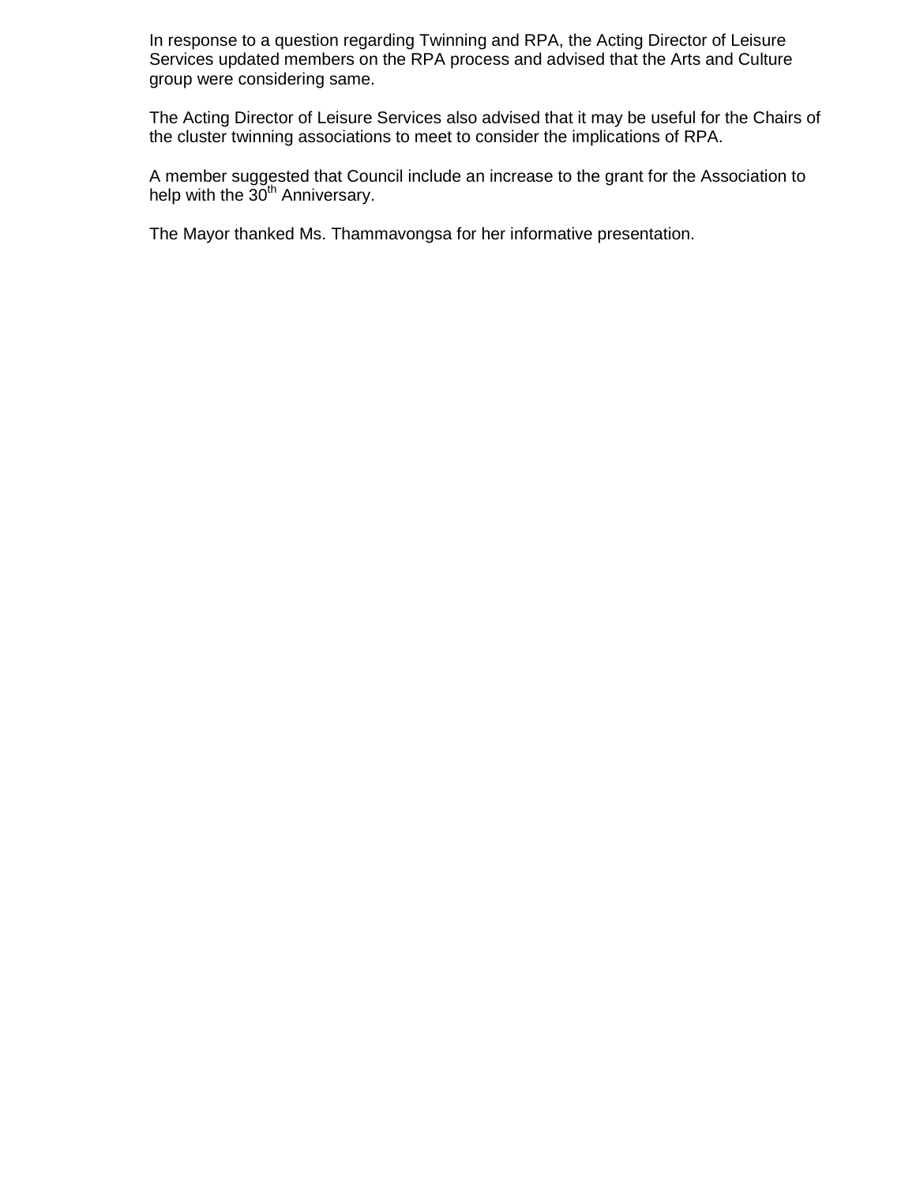In response to a question regarding Twinning and RPA, the Acting Director of Leisure Services updated members on the RPA process and advised that the Arts and Culture group were considering same.

The Acting Director of Leisure Services also advised that it may be useful for the Chairs of the cluster twinning associations to meet to consider the implications of RPA.

A member suggested that Council include an increase to the grant for the Association to help with the 30th Anniversary.

The Mayor thanked Ms. Thammavongsa for her informative presentation.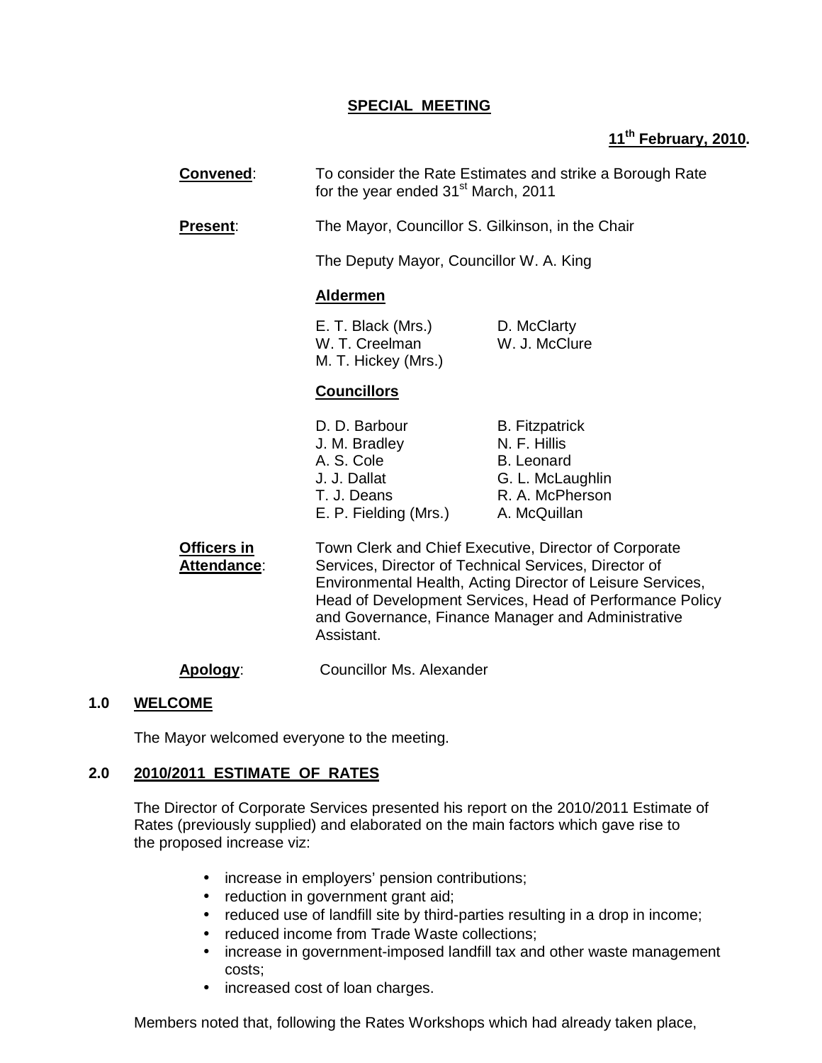**SPECIAL MEETING**

**11th February, 2010.**

**Convened**: To consider the Rate Estimates and strike a Borough Rate for the year ended 31st March, 2011

**Present**: The Mayor, Councillor S. Gilkinson, in the Chair

The Deputy Mayor, Councillor W. A. King

**Aldermen**

| | |
|---|---|
| E. T. Black (Mrs.) | D. McClarty |
| W. T. Creelman | W. J. McClure |
| M. T. Hickey (Mrs.) | |

**Councillors**

| | |
|---|---|
| D. D. Barbour | B. Fitzpatrick |
| J. M. Bradley | N. F. Hillis |
| A. S. Cole | B. Leonard |
| J. J. Dallat | G. L. McLaughlin |
| T. J. Deans | R. A. McPherson |
| E. P. Fielding (Mrs.) | A. McQuillan |

**Officers in Attendance**: Town Clerk and Chief Executive, Director of Corporate Services, Director of Technical Services, Director of Environmental Health, Acting Director of Leisure Services, Head of Development Services, Head of Performance Policy and Governance, Finance Manager and Administrative Assistant.

**Apology**: Councillor Ms. Alexander

## 1.0 WELCOME

The Mayor welcomed everyone to the meeting.

## 2.0 2010/2011 ESTIMATE OF RATES

The Director of Corporate Services presented his report on the 2010/2011 Estimate of Rates (previously supplied) and elaborated on the main factors which gave rise to the proposed increase viz:

- increase in employers' pension contributions;
- reduction in government grant aid;
- reduced use of landfill site by third-parties resulting in a drop in income;
- reduced income from Trade Waste collections;
- increase in government-imposed landfill tax and other waste management costs;
- increased cost of loan charges.

Members noted that, following the Rates Workshops which had already taken place,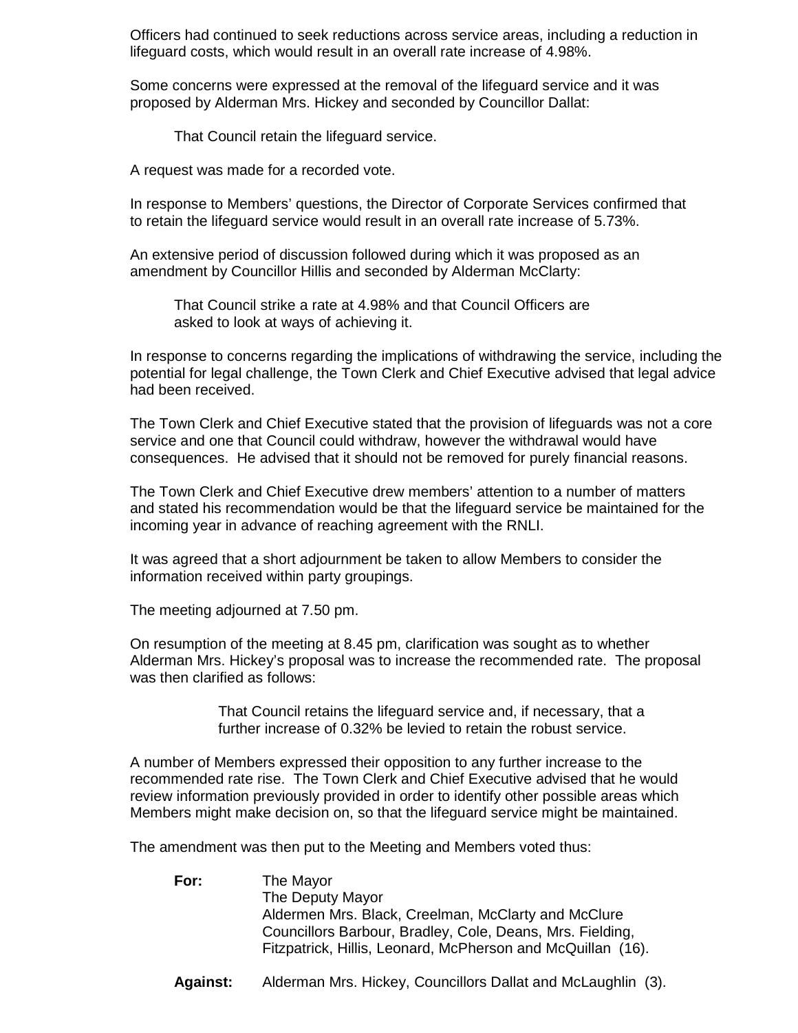Officers had continued to seek reductions across service areas, including a reduction in lifeguard costs, which would result in an overall rate increase of 4.98%.

Some concerns were expressed at the removal of the lifeguard service and it was proposed by Alderman Mrs. Hickey and seconded by Councillor Dallat:

> That Council retain the lifeguard service.

A request was made for a recorded vote.

In response to Members' questions, the Director of Corporate Services confirmed that to retain the lifeguard service would result in an overall rate increase of 5.73%.

An extensive period of discussion followed during which it was proposed as an amendment by Councillor Hillis and seconded by Alderman McClarty:

> That Council strike a rate at 4.98% and that Council Officers are asked to look at ways of achieving it.

In response to concerns regarding the implications of withdrawing the service, including the potential for legal challenge, the Town Clerk and Chief Executive advised that legal advice had been received.

The Town Clerk and Chief Executive stated that the provision of lifeguards was not a core service and one that Council could withdraw, however the withdrawal would have consequences. He advised that it should not be removed for purely financial reasons.

The Town Clerk and Chief Executive drew members' attention to a number of matters and stated his recommendation would be that the lifeguard service be maintained for the incoming year in advance of reaching agreement with the RNLI.

It was agreed that a short adjournment be taken to allow Members to consider the information received within party groupings.

The meeting adjourned at 7.50 pm.

On resumption of the meeting at 8.45 pm, clarification was sought as to whether Alderman Mrs. Hickey's proposal was to increase the recommended rate. The proposal was then clarified as follows:

> That Council retains the lifeguard service and, if necessary, that a further increase of 0.32% be levied to retain the robust service.

A number of Members expressed their opposition to any further increase to the recommended rate rise. The Town Clerk and Chief Executive advised that he would review information previously provided in order to identify other possible areas which Members might make decision on, so that the lifeguard service might be maintained.

The amendment was then put to the Meeting and Members voted thus:

**For:** The Mayor
The Deputy Mayor
Aldermen Mrs. Black, Creelman, McClarty and McClure
Councillors Barbour, Bradley, Cole, Deans, Mrs. Fielding, Fitzpatrick, Hillis, Leonard, McPherson and McQuillan (16).

**Against:** Alderman Mrs. Hickey, Councillors Dallat and McLaughlin (3).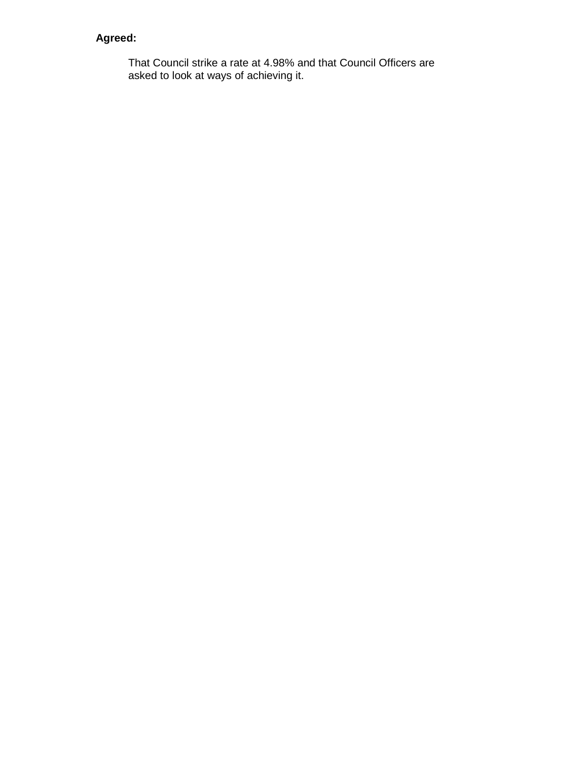**Agreed:**

That Council strike a rate at 4.98% and that Council Officers are asked to look at ways of achieving it.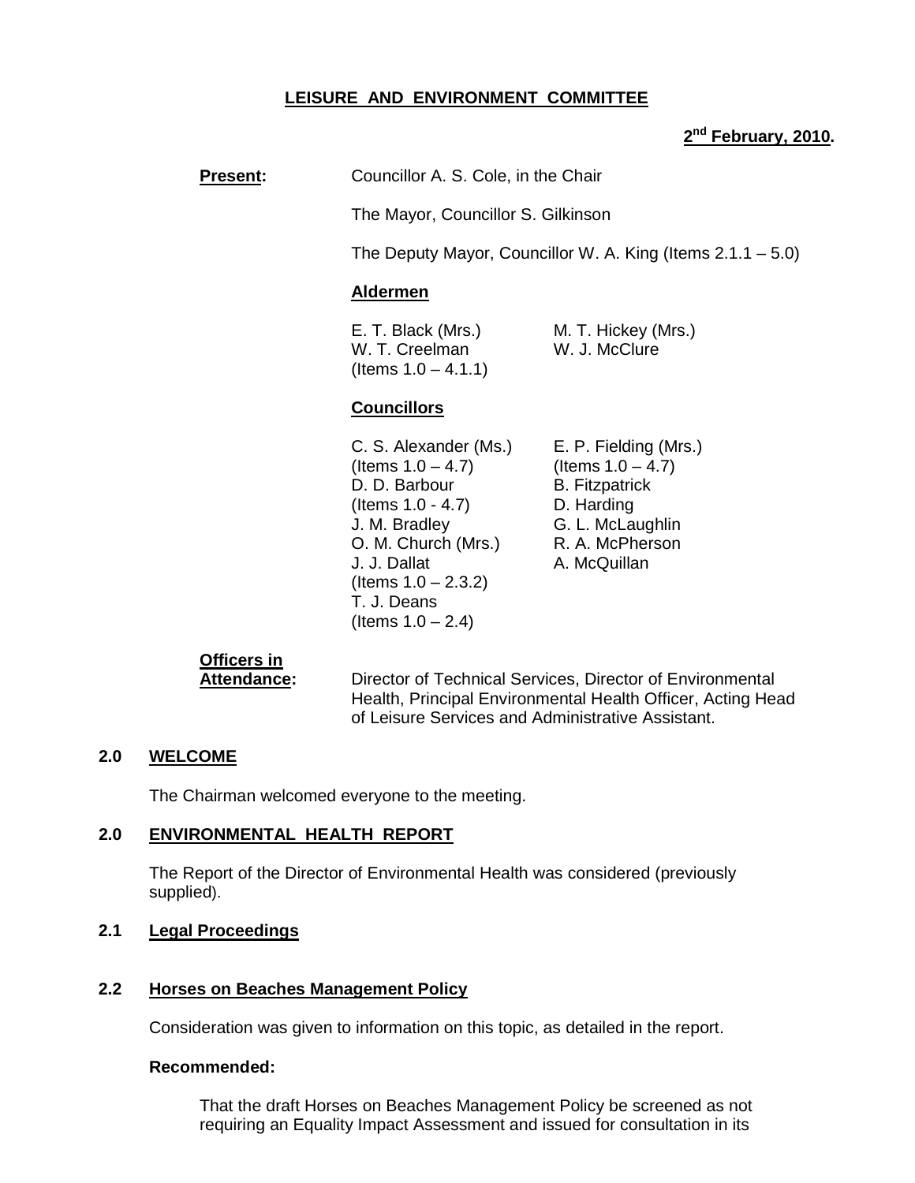**LEISURE AND ENVIRONMENT COMMITTEE**

**2nd February, 2010.**

**Present:** Councillor A. S. Cole, in the Chair

The Mayor, Councillor S. Gilkinson

The Deputy Mayor, Councillor W. A. King (Items 2.1.1 – 5.0)

**Aldermen**

E. T. Black (Mrs.)
W. T. Creelman (Items 1.0 – 4.1.1)
M. T. Hickey (Mrs.)
W. J. McClure

**Councillors**

C. S. Alexander (Ms.) (Items 1.0 – 4.7)
D. D. Barbour (Items 1.0 - 4.7)
J. M. Bradley
O. M. Church (Mrs.)
J. J. Dallat (Items 1.0 – 2.3.2)
T. J. Deans (Items 1.0 – 2.4)
E. P. Fielding (Mrs.) (Items 1.0 – 4.7)
B. Fitzpatrick
D. Harding
G. L. McLaughlin
R. A. McPherson
A. McQuillan

**Officers in Attendance:** Director of Technical Services, Director of Environmental Health, Principal Environmental Health Officer, Acting Head of Leisure Services and Administrative Assistant.

## 2.0 WELCOME

The Chairman welcomed everyone to the meeting.

## 2.0 ENVIRONMENTAL HEALTH REPORT

The Report of the Director of Environmental Health was considered (previously supplied).

### 2.1 Legal Proceedings

### 2.2 Horses on Beaches Management Policy

Consideration was given to information on this topic, as detailed in the report.

**Recommended:**

That the draft Horses on Beaches Management Policy be screened as not requiring an Equality Impact Assessment and issued for consultation in its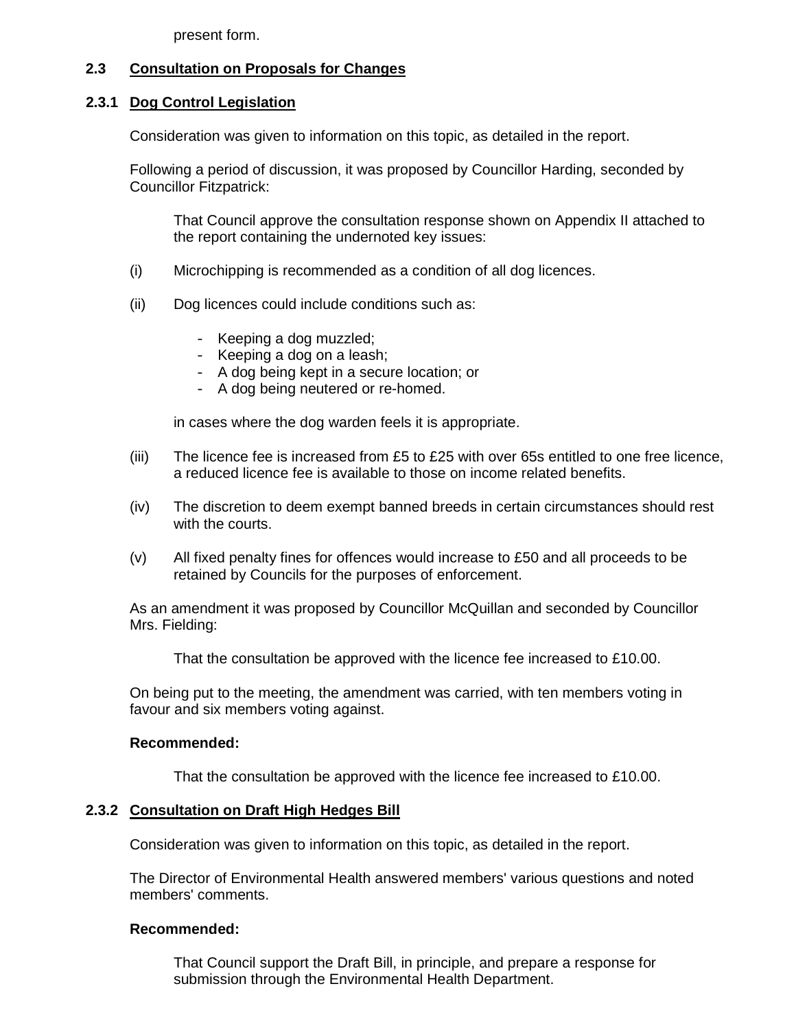present form.

### 2.3 Consultation on Proposals for Changes

#### 2.3.1 Dog Control Legislation

Consideration was given to information on this topic, as detailed in the report.

Following a period of discussion, it was proposed by Councillor Harding, seconded by Councillor Fitzpatrick:

> That Council approve the consultation response shown on Appendix II attached to the report containing the undernoted key issues:

(i) Microchipping is recommended as a condition of all dog licences.

(ii) Dog licences could include conditions such as:

- Keeping a dog muzzled;
- Keeping a dog on a leash;
- A dog being kept in a secure location; or
- A dog being neutered or re-homed.

in cases where the dog warden feels it is appropriate.

(iii) The licence fee is increased from £5 to £25 with over 65s entitled to one free licence, a reduced licence fee is available to those on income related benefits.

(iv) The discretion to deem exempt banned breeds in certain circumstances should rest with the courts.

(v) All fixed penalty fines for offences would increase to £50 and all proceeds to be retained by Councils for the purposes of enforcement.

As an amendment it was proposed by Councillor McQuillan and seconded by Councillor Mrs. Fielding:

> That the consultation be approved with the licence fee increased to £10.00.

On being put to the meeting, the amendment was carried, with ten members voting in favour and six members voting against.

**Recommended:**

> That the consultation be approved with the licence fee increased to £10.00.

#### 2.3.2 Consultation on Draft High Hedges Bill

Consideration was given to information on this topic, as detailed in the report.

The Director of Environmental Health answered members' various questions and noted members' comments.

**Recommended:**

> That Council support the Draft Bill, in principle, and prepare a response for submission through the Environmental Health Department.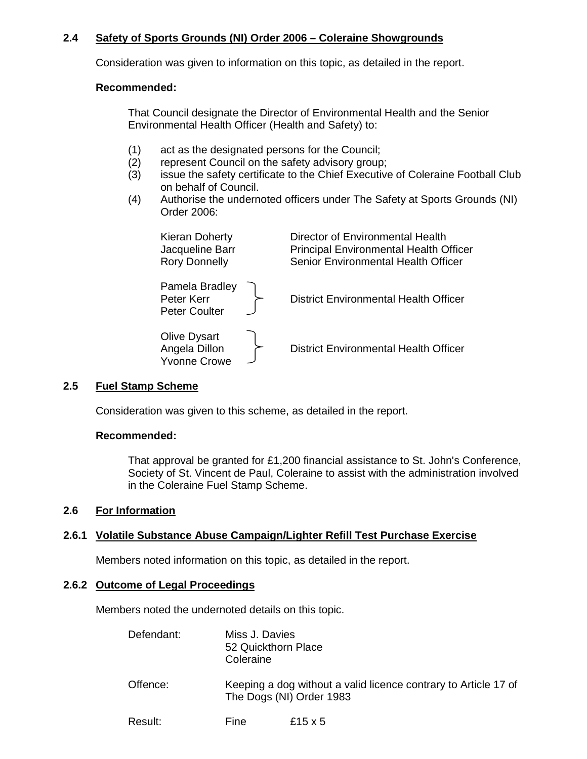### 2.4 Safety of Sports Grounds (NI) Order 2006 – Coleraine Showgrounds

Consideration was given to information on this topic, as detailed in the report.

**Recommended:**

That Council designate the Director of Environmental Health and the Senior Environmental Health Officer (Health and Safety) to:

(1) act as the designated persons for the Council;
(2) represent Council on the safety advisory group;
(3) issue the safety certificate to the Chief Executive of Coleraine Football Club on behalf of Council.
(4) Authorise the undernoted officers under The Safety at Sports Grounds (NI) Order 2006:

| Name | Position |
|---|---|
| Kieran Doherty | Director of Environmental Health |
| Jacqueline Barr | Principal Environmental Health Officer |
| Rory Donnelly | Senior Environmental Health Officer |
| Pamela Bradley, Peter Kerr, Peter Coulter | District Environmental Health Officer |
| Olive Dysart, Angela Dillon, Yvonne Crowe | District Environmental Health Officer |

### 2.5 Fuel Stamp Scheme

Consideration was given to this scheme, as detailed in the report.

**Recommended:**

That approval be granted for £1,200 financial assistance to St. John's Conference, Society of St. Vincent de Paul, Coleraine to assist with the administration involved in the Coleraine Fuel Stamp Scheme.

### 2.6 For Information

#### 2.6.1 Volatile Substance Abuse Campaign/Lighter Refill Test Purchase Exercise

Members noted information on this topic, as detailed in the report.

#### 2.6.2 Outcome of Legal Proceedings

Members noted the undernoted details on this topic.

Defendant: Miss J. Davies
52 Quickthorn Place
Coleraine

Offence: Keeping a dog without a valid licence contrary to Article 17 of The Dogs (NI) Order 1983

Result: Fine £15 x 5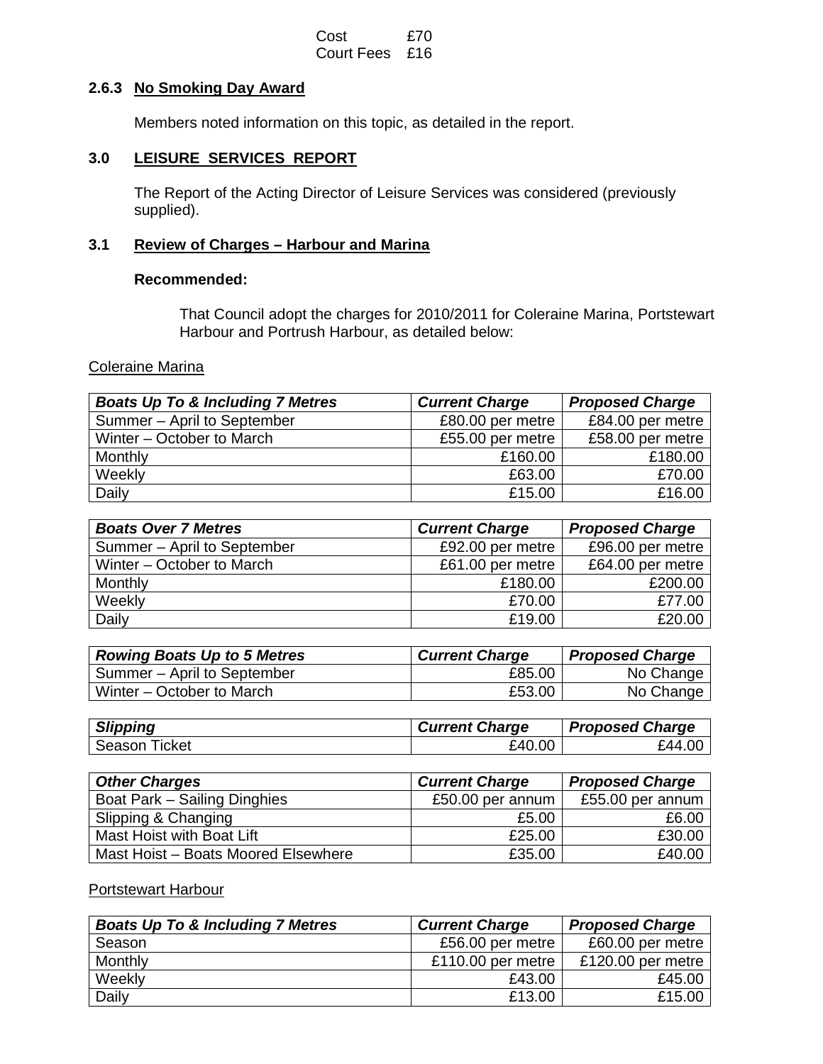Cost £70
Court Fees £16

### 2.6.3 No Smoking Day Award

Members noted information on this topic, as detailed in the report.

## 3.0 LEISURE SERVICES REPORT

The Report of the Acting Director of Leisure Services was considered (previously supplied).

### 3.1 Review of Charges – Harbour and Marina

**Recommended:**

That Council adopt the charges for 2010/2011 for Coleraine Marina, Portstewart Harbour and Portrush Harbour, as detailed below:

Coleraine Marina

| *Boats Up To & Including 7 Metres* | *Current Charge* | *Proposed Charge* |
|---|---:|---:|
| Summer – April to September | £80.00 per metre | £84.00 per metre |
| Winter – October to March | £55.00 per metre | £58.00 per metre |
| Monthly | £160.00 | £180.00 |
| Weekly | £63.00 | £70.00 |
| Daily | £15.00 | £16.00 |

| *Boats Over 7 Metres* | *Current Charge* | *Proposed Charge* |
|---|---:|---:|
| Summer – April to September | £92.00 per metre | £96.00 per metre |
| Winter – October to March | £61.00 per metre | £64.00 per metre |
| Monthly | £180.00 | £200.00 |
| Weekly | £70.00 | £77.00 |
| Daily | £19.00 | £20.00 |

| *Rowing Boats Up to 5 Metres* | *Current Charge* | *Proposed Charge* |
|---|---:|---:|
| Summer – April to September | £85.00 | No Change |
| Winter – October to March | £53.00 | No Change |

| *Slipping* | *Current Charge* | *Proposed Charge* |
|---|---:|---:|
| Season Ticket | £40.00 | £44.00 |

| *Other Charges* | *Current Charge* | *Proposed Charge* |
|---|---:|---:|
| Boat Park – Sailing Dinghies | £50.00 per annum | £55.00 per annum |
| Slipping & Changing | £5.00 | £6.00 |
| Mast Hoist with Boat Lift | £25.00 | £30.00 |
| Mast Hoist – Boats Moored Elsewhere | £35.00 | £40.00 |

Portstewart Harbour

| *Boats Up To & Including 7 Metres* | *Current Charge* | *Proposed Charge* |
|---|---:|---:|
| Season | £56.00 per metre | £60.00 per metre |
| Monthly | £110.00 per metre | £120.00 per metre |
| Weekly | £43.00 | £45.00 |
| Daily | £13.00 | £15.00 |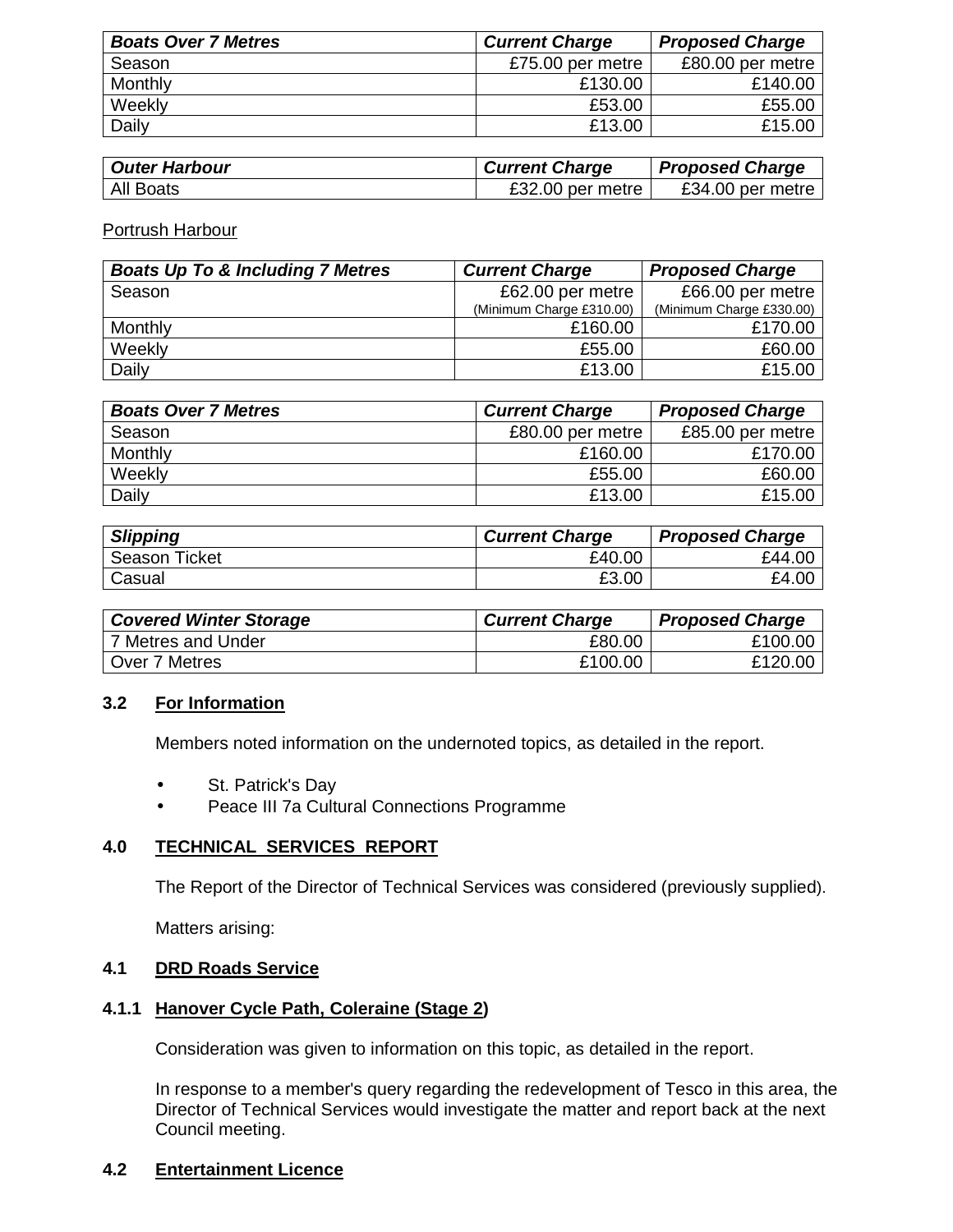| *Boats Over 7 Metres* | *Current Charge* | *Proposed Charge* |
|---|---|---|
| Season | £75.00 per metre | £80.00 per metre |
| Monthly | £130.00 | £140.00 |
| Weekly | £53.00 | £55.00 |
| Daily | £13.00 | £15.00 |

| *Outer Harbour* | *Current Charge* | *Proposed Charge* |
|---|---|---|
| All Boats | £32.00 per metre | £34.00 per metre |

Portrush Harbour

| *Boats Up To & Including 7 Metres* | *Current Charge* | *Proposed Charge* |
|---|---|---|
| Season | £62.00 per metre (Minimum Charge £310.00) | £66.00 per metre (Minimum Charge £330.00) |
| Monthly | £160.00 | £170.00 |
| Weekly | £55.00 | £60.00 |
| Daily | £13.00 | £15.00 |

| *Boats Over 7 Metres* | *Current Charge* | *Proposed Charge* |
|---|---|---|
| Season | £80.00 per metre | £85.00 per metre |
| Monthly | £160.00 | £170.00 |
| Weekly | £55.00 | £60.00 |
| Daily | £13.00 | £15.00 |

| *Slipping* | *Current Charge* | *Proposed Charge* |
|---|---|---|
| Season Ticket | £40.00 | £44.00 |
| Casual | £3.00 | £4.00 |

| *Covered Winter Storage* | *Current Charge* | *Proposed Charge* |
|---|---|---|
| 7 Metres and Under | £80.00 | £100.00 |
| Over 7 Metres | £100.00 | £120.00 |

### 3.2 For Information

Members noted information on the undernoted topics, as detailed in the report.

- St. Patrick's Day
- Peace III 7a Cultural Connections Programme

## 4.0 TECHNICAL SERVICES REPORT

The Report of the Director of Technical Services was considered (previously supplied).

Matters arising:

### 4.1 DRD Roads Service

#### 4.1.1 Hanover Cycle Path, Coleraine (Stage 2)

Consideration was given to information on this topic, as detailed in the report.

In response to a member's query regarding the redevelopment of Tesco in this area, the Director of Technical Services would investigate the matter and report back at the next Council meeting.

### 4.2 Entertainment Licence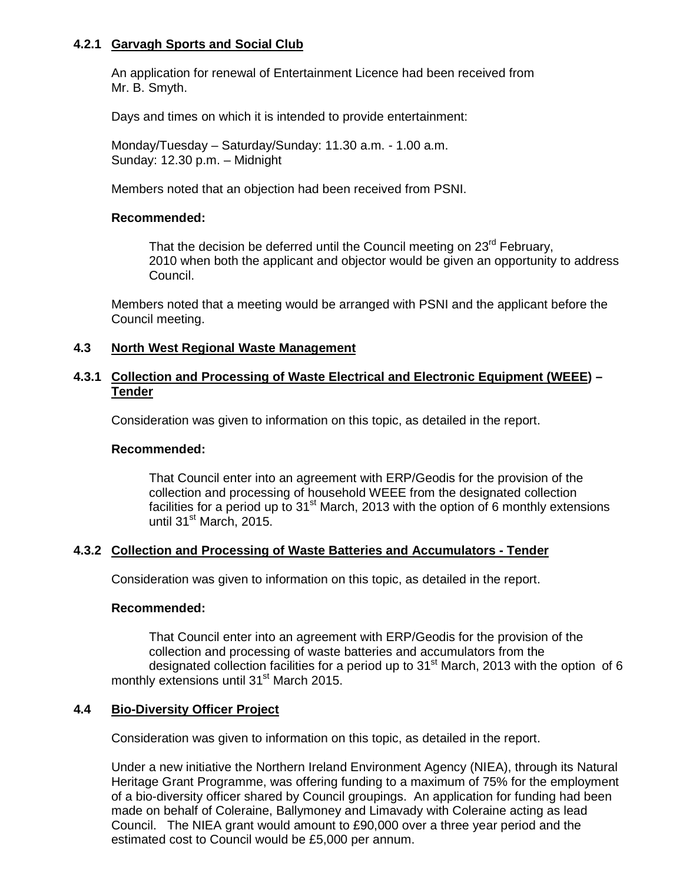#### 4.2.1 Garvagh Sports and Social Club

An application for renewal of Entertainment Licence had been received from Mr. B. Smyth.

Days and times on which it is intended to provide entertainment:

Monday/Tuesday – Saturday/Sunday: 11.30 a.m. - 1.00 a.m.
Sunday: 12.30 p.m. – Midnight

Members noted that an objection had been received from PSNI.

**Recommended:**

> That the decision be deferred until the Council meeting on 23rd February, 2010 when both the applicant and objector would be given an opportunity to address Council.

Members noted that a meeting would be arranged with PSNI and the applicant before the Council meeting.

### 4.3 North West Regional Waste Management

#### 4.3.1 Collection and Processing of Waste Electrical and Electronic Equipment (WEEE) – Tender

Consideration was given to information on this topic, as detailed in the report.

**Recommended:**

> That Council enter into an agreement with ERP/Geodis for the provision of the collection and processing of household WEEE from the designated collection facilities for a period up to 31st March, 2013 with the option of 6 monthly extensions until 31st March, 2015.

#### 4.3.2 Collection and Processing of Waste Batteries and Accumulators - Tender

Consideration was given to information on this topic, as detailed in the report.

**Recommended:**

> That Council enter into an agreement with ERP/Geodis for the provision of the collection and processing of waste batteries and accumulators from the designated collection facilities for a period up to 31st March, 2013 with the option of 6 monthly extensions until 31st March 2015.

### 4.4 Bio-Diversity Officer Project

Consideration was given to information on this topic, as detailed in the report.

Under a new initiative the Northern Ireland Environment Agency (NIEA), through its Natural Heritage Grant Programme, was offering funding to a maximum of 75% for the employment of a bio-diversity officer shared by Council groupings. An application for funding had been made on behalf of Coleraine, Ballymoney and Limavady with Coleraine acting as lead Council. The NIEA grant would amount to £90,000 over a three year period and the estimated cost to Council would be £5,000 per annum.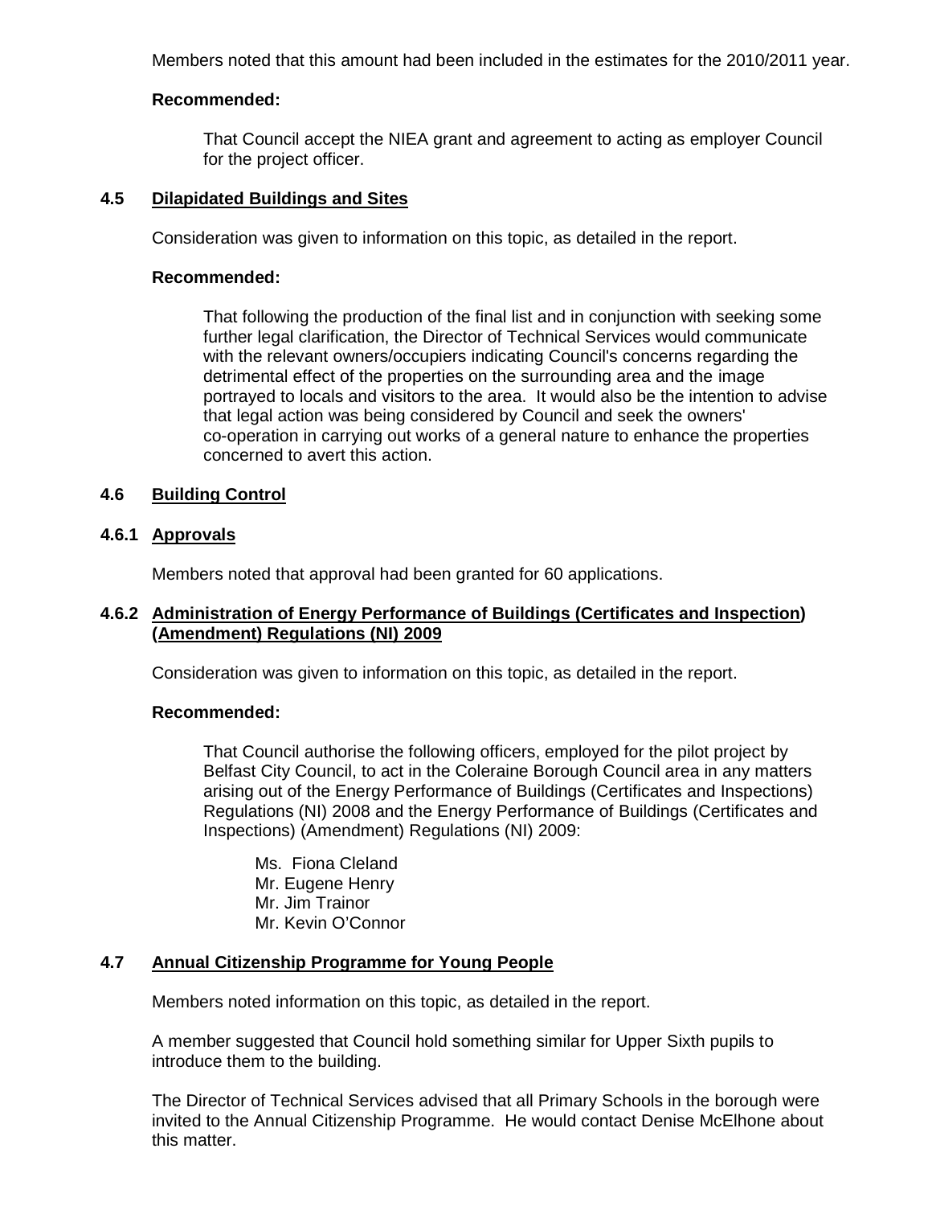Members noted that this amount had been included in the estimates for the 2010/2011 year.

**Recommended:**

That Council accept the NIEA grant and agreement to acting as employer Council for the project officer.

### 4.5 Dilapidated Buildings and Sites

Consideration was given to information on this topic, as detailed in the report.

**Recommended:**

That following the production of the final list and in conjunction with seeking some further legal clarification, the Director of Technical Services would communicate with the relevant owners/occupiers indicating Council's concerns regarding the detrimental effect of the properties on the surrounding area and the image portrayed to locals and visitors to the area. It would also be the intention to advise that legal action was being considered by Council and seek the owners' co-operation in carrying out works of a general nature to enhance the properties concerned to avert this action.

### 4.6 Building Control

#### 4.6.1 Approvals

Members noted that approval had been granted for 60 applications.

#### 4.6.2 Administration of Energy Performance of Buildings (Certificates and Inspection) (Amendment) Regulations (NI) 2009

Consideration was given to information on this topic, as detailed in the report.

**Recommended:**

That Council authorise the following officers, employed for the pilot project by Belfast City Council, to act in the Coleraine Borough Council area in any matters arising out of the Energy Performance of Buildings (Certificates and Inspections) Regulations (NI) 2008 and the Energy Performance of Buildings (Certificates and Inspections) (Amendment) Regulations (NI) 2009:

Ms. Fiona Cleland
Mr. Eugene Henry
Mr. Jim Trainor
Mr. Kevin O'Connor

### 4.7 Annual Citizenship Programme for Young People

Members noted information on this topic, as detailed in the report.

A member suggested that Council hold something similar for Upper Sixth pupils to introduce them to the building.

The Director of Technical Services advised that all Primary Schools in the borough were invited to the Annual Citizenship Programme. He would contact Denise McElhone about this matter.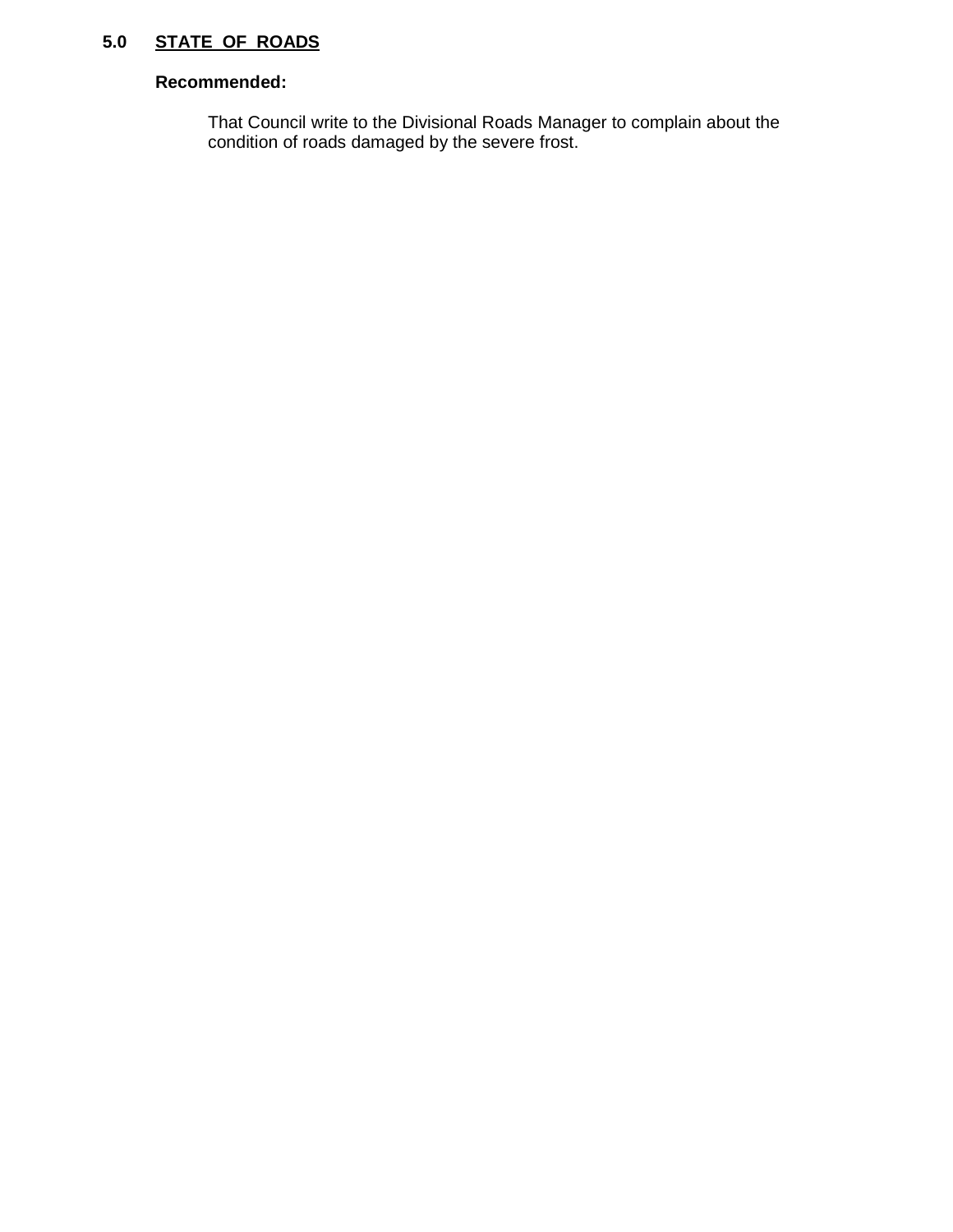## 5.0 STATE OF ROADS

**Recommended:**

That Council write to the Divisional Roads Manager to complain about the condition of roads damaged by the severe frost.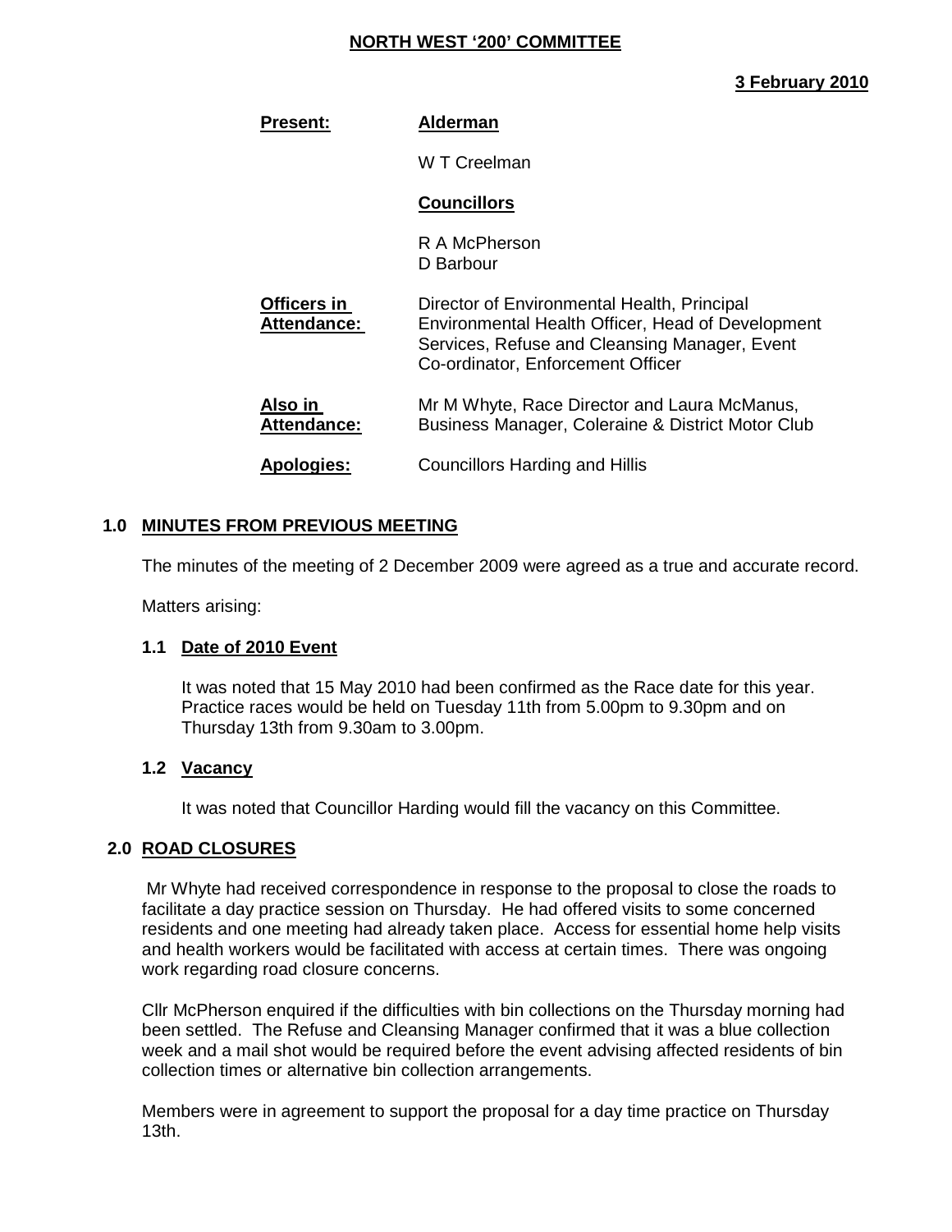## NORTH WEST '200' COMMITTEE

**3 February 2010**

| **Present:** | **Alderman** |
|---|---|
| | W T Creelman |
| | **Councillors** |
| | R A McPherson<br>D Barbour |
| **Officers in Attendance:** | Director of Environmental Health, Principal Environmental Health Officer, Head of Development Services, Refuse and Cleansing Manager, Event Co-ordinator, Enforcement Officer |
| **Also in Attendance:** | Mr M Whyte, Race Director and Laura McManus, Business Manager, Coleraine & District Motor Club |
| **Apologies:** | Councillors Harding and Hillis |

### 1.0 MINUTES FROM PREVIOUS MEETING

The minutes of the meeting of 2 December 2009 were agreed as a true and accurate record.

Matters arising:

#### 1.1 Date of 2010 Event

It was noted that 15 May 2010 had been confirmed as the Race date for this year. Practice races would be held on Tuesday 11th from 5.00pm to 9.30pm and on Thursday 13th from 9.30am to 3.00pm.

#### 1.2 Vacancy

It was noted that Councillor Harding would fill the vacancy on this Committee.

### 2.0 ROAD CLOSURES

Mr Whyte had received correspondence in response to the proposal to close the roads to facilitate a day practice session on Thursday. He had offered visits to some concerned residents and one meeting had already taken place. Access for essential home help visits and health workers would be facilitated with access at certain times. There was ongoing work regarding road closure concerns.

Cllr McPherson enquired if the difficulties with bin collections on the Thursday morning had been settled. The Refuse and Cleansing Manager confirmed that it was a blue collection week and a mail shot would be required before the event advising affected residents of bin collection times or alternative bin collection arrangements.

Members were in agreement to support the proposal for a day time practice on Thursday 13th.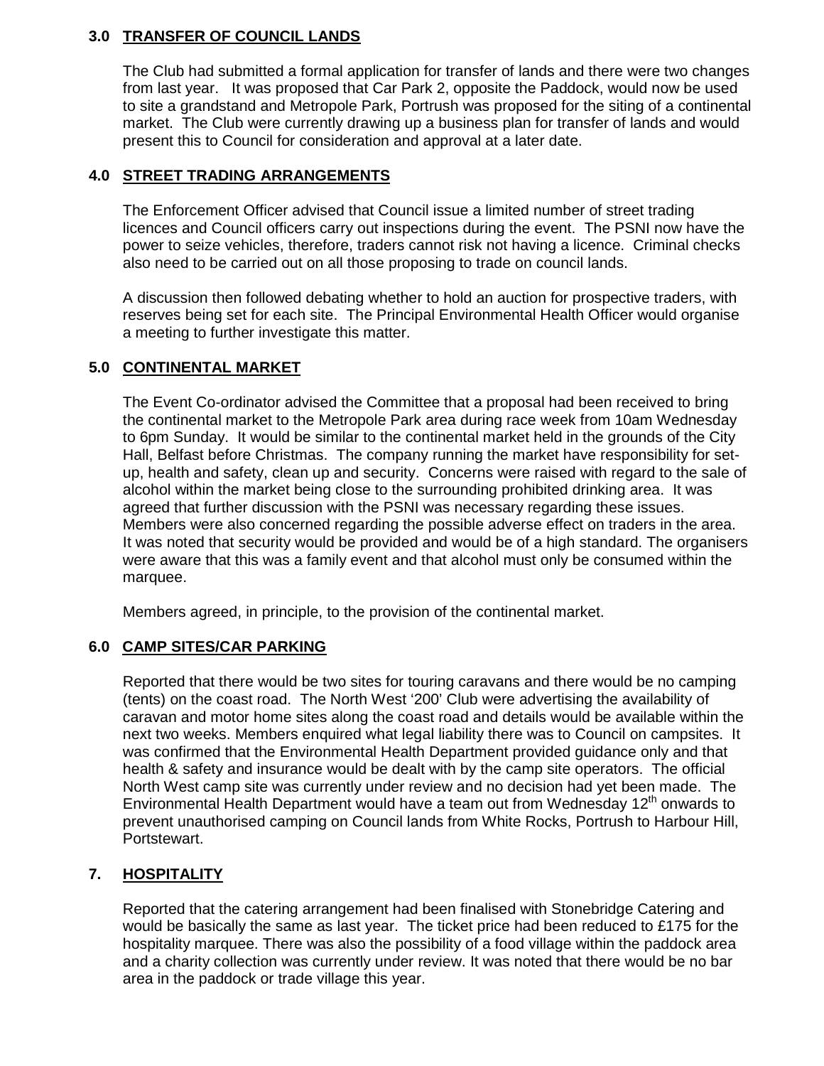## 3.0 TRANSFER OF COUNCIL LANDS

The Club had submitted a formal application for transfer of lands and there were two changes from last year. It was proposed that Car Park 2, opposite the Paddock, would now be used to site a grandstand and Metropole Park, Portrush was proposed for the siting of a continental market. The Club were currently drawing up a business plan for transfer of lands and would present this to Council for consideration and approval at a later date.

## 4.0 STREET TRADING ARRANGEMENTS

The Enforcement Officer advised that Council issue a limited number of street trading licences and Council officers carry out inspections during the event. The PSNI now have the power to seize vehicles, therefore, traders cannot risk not having a licence. Criminal checks also need to be carried out on all those proposing to trade on council lands.

A discussion then followed debating whether to hold an auction for prospective traders, with reserves being set for each site. The Principal Environmental Health Officer would organise a meeting to further investigate this matter.

## 5.0 CONTINENTAL MARKET

The Event Co-ordinator advised the Committee that a proposal had been received to bring the continental market to the Metropole Park area during race week from 10am Wednesday to 6pm Sunday. It would be similar to the continental market held in the grounds of the City Hall, Belfast before Christmas. The company running the market have responsibility for set-up, health and safety, clean up and security. Concerns were raised with regard to the sale of alcohol within the market being close to the surrounding prohibited drinking area. It was agreed that further discussion with the PSNI was necessary regarding these issues. Members were also concerned regarding the possible adverse effect on traders in the area. It was noted that security would be provided and would be of a high standard. The organisers were aware that this was a family event and that alcohol must only be consumed within the marquee.

Members agreed, in principle, to the provision of the continental market.

## 6.0 CAMP SITES/CAR PARKING

Reported that there would be two sites for touring caravans and there would be no camping (tents) on the coast road. The North West '200' Club were advertising the availability of caravan and motor home sites along the coast road and details would be available within the next two weeks. Members enquired what legal liability there was to Council on campsites. It was confirmed that the Environmental Health Department provided guidance only and that health & safety and insurance would be dealt with by the camp site operators. The official North West camp site was currently under review and no decision had yet been made. The Environmental Health Department would have a team out from Wednesday 12th onwards to prevent unauthorised camping on Council lands from White Rocks, Portrush to Harbour Hill, Portstewart.

## 7. HOSPITALITY

Reported that the catering arrangement had been finalised with Stonebridge Catering and would be basically the same as last year. The ticket price had been reduced to £175 for the hospitality marquee. There was also the possibility of a food village within the paddock area and a charity collection was currently under review. It was noted that there would be no bar area in the paddock or trade village this year.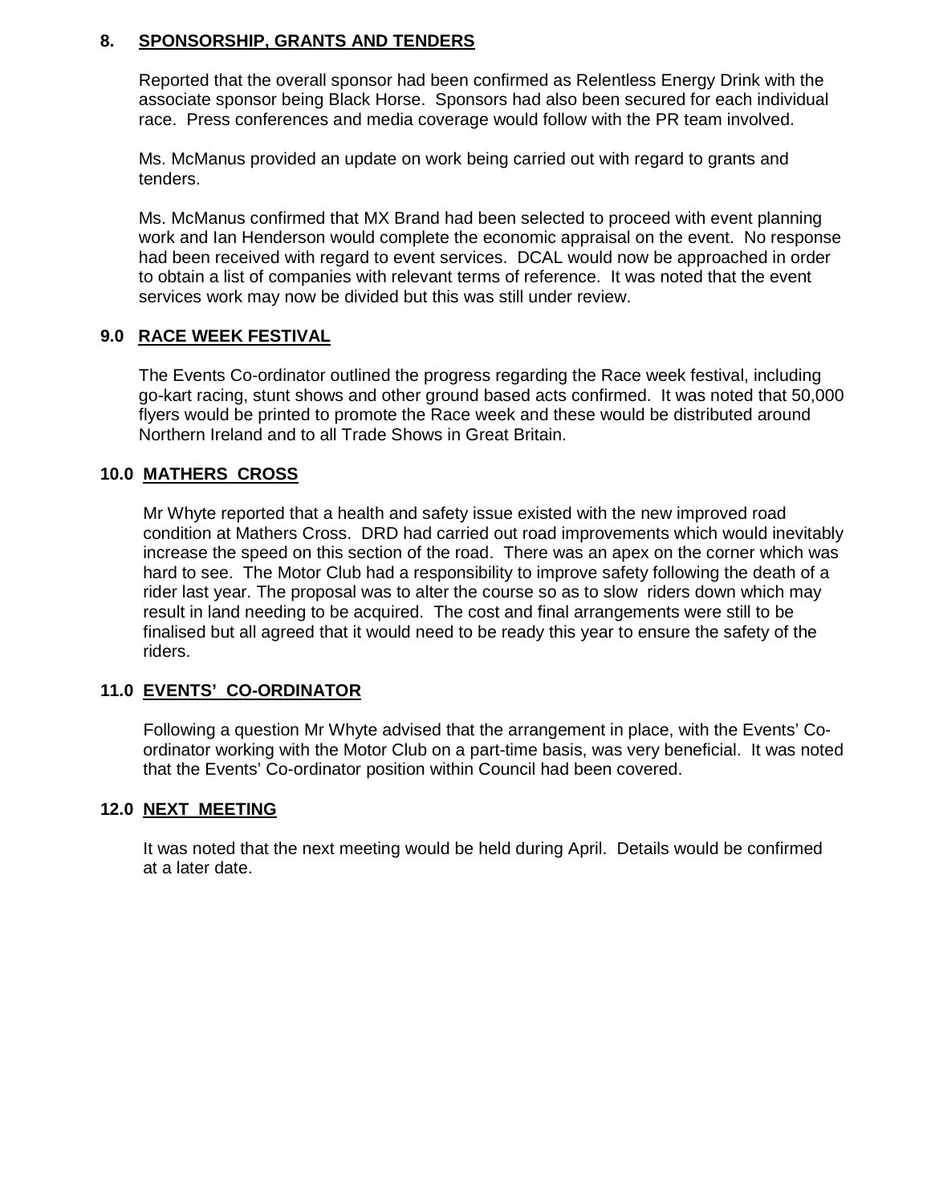## 8. SPONSORSHIP, GRANTS AND TENDERS

Reported that the overall sponsor had been confirmed as Relentless Energy Drink with the associate sponsor being Black Horse. Sponsors had also been secured for each individual race. Press conferences and media coverage would follow with the PR team involved.

Ms. McManus provided an update on work being carried out with regard to grants and tenders.

Ms. McManus confirmed that MX Brand had been selected to proceed with event planning work and Ian Henderson would complete the economic appraisal on the event. No response had been received with regard to event services. DCAL would now be approached in order to obtain a list of companies with relevant terms of reference. It was noted that the event services work may now be divided but this was still under review.

## 9.0 RACE WEEK FESTIVAL

The Events Co-ordinator outlined the progress regarding the Race week festival, including go-kart racing, stunt shows and other ground based acts confirmed. It was noted that 50,000 flyers would be printed to promote the Race week and these would be distributed around Northern Ireland and to all Trade Shows in Great Britain.

## 10.0 MATHERS CROSS

Mr Whyte reported that a health and safety issue existed with the new improved road condition at Mathers Cross. DRD had carried out road improvements which would inevitably increase the speed on this section of the road. There was an apex on the corner which was hard to see. The Motor Club had a responsibility to improve safety following the death of a rider last year. The proposal was to alter the course so as to slow riders down which may result in land needing to be acquired. The cost and final arrangements were still to be finalised but all agreed that it would need to be ready this year to ensure the safety of the riders.

## 11.0 EVENTS' CO-ORDINATOR

Following a question Mr Whyte advised that the arrangement in place, with the Events' Co-ordinator working with the Motor Club on a part-time basis, was very beneficial. It was noted that the Events' Co-ordinator position within Council had been covered.

## 12.0 NEXT MEETING

It was noted that the next meeting would be held during April. Details would be confirmed at a later date.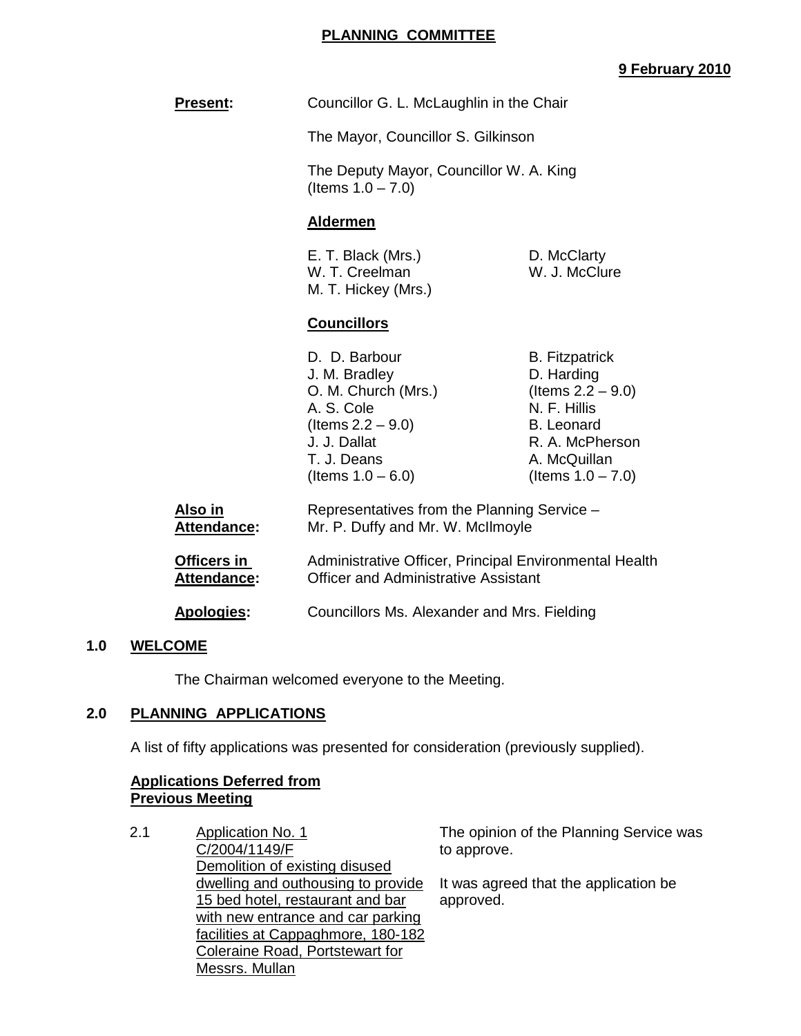**PLANNING COMMITTEE**

**9 February 2010**

| | |
|---|---|
| **Present:** | Councillor G. L. McLaughlin in the Chair |
| | The Mayor, Councillor S. Gilkinson |
| | The Deputy Mayor, Councillor W. A. King (Items 1.0 – 7.0) |

**Aldermen**

| | |
|---|---|
| E. T. Black (Mrs.) | D. McClarty |
| W. T. Creelman | W. J. McClure |
| M. T. Hickey (Mrs.) | |

**Councillors**

| | |
|---|---|
| D. D. Barbour | B. Fitzpatrick |
| J. M. Bradley | D. Harding (Items 2.2 – 9.0) |
| O. M. Church (Mrs.) | N. F. Hillis |
| A. S. Cole (Items 2.2 – 9.0) | B. Leonard |
| J. J. Dallat | R. A. McPherson |
| T. J. Deans (Items 1.0 – 6.0) | A. McQuillan (Items 1.0 – 7.0) |

| | |
|---|---|
| **Also in Attendance:** | Representatives from the Planning Service – Mr. P. Duffy and Mr. W. McIlmoyle |
| **Officers in Attendance:** | Administrative Officer, Principal Environmental Health Officer and Administrative Assistant |
| **Apologies:** | Councillors Ms. Alexander and Mrs. Fielding |

## 1.0 WELCOME

The Chairman welcomed everyone to the Meeting.

## 2.0 PLANNING APPLICATIONS

A list of fifty applications was presented for consideration (previously supplied).

**Applications Deferred from Previous Meeting**

2.1 Application No. 1
C/2004/1149/F
Demolition of existing disused dwelling and outhousing to provide 15 bed hotel, restaurant and bar with new entrance and car parking facilities at Cappaghmore, 180-182 Coleraine Road, Portstewart for Messrs. Mullan

The opinion of the Planning Service was to approve.

It was agreed that the application be approved.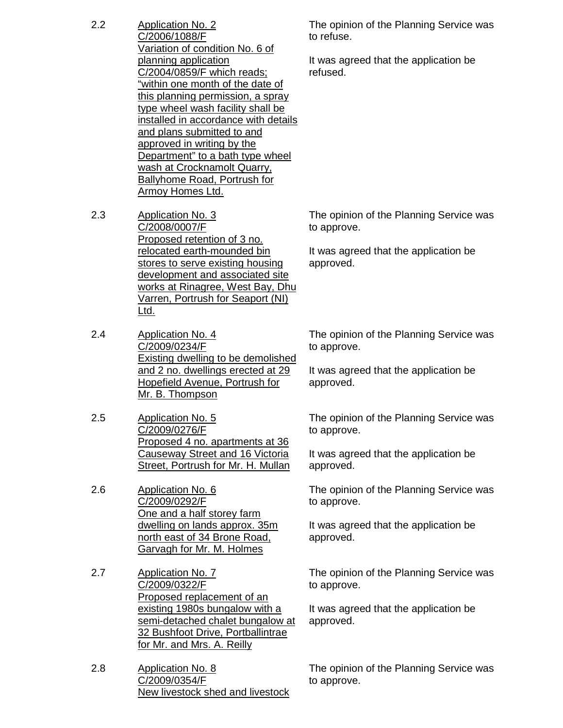2.2 <u>Application No. 2
C/2006/1088/F
Variation of condition No. 6 of planning application C/2004/0859/F which reads; "within one month of the date of this planning permission, a spray type wheel wash facility shall be installed in accordance with details and plans submitted to and approved in writing by the Department" to a bath type wheel wash at Crocknamolt Quarry, Ballyhome Road, Portrush for Armoy Homes Ltd.</u>

The opinion of the Planning Service was to refuse.

It was agreed that the application be refused.

2.3 <u>Application No. 3
C/2008/0007/F
Proposed retention of 3 no. relocated earth-mounded bin stores to serve existing housing development and associated site works at Rinagree, West Bay, Dhu Varren, Portrush for Seaport (NI) Ltd.</u>

The opinion of the Planning Service was to approve.

It was agreed that the application be approved.

2.4 <u>Application No. 4
C/2009/0234/F
Existing dwelling to be demolished and 2 no. dwellings erected at 29 Hopefield Avenue, Portrush for Mr. B. Thompson</u>

The opinion of the Planning Service was to approve.

It was agreed that the application be approved.

2.5 <u>Application No. 5
C/2009/0276/F
Proposed 4 no. apartments at 36 Causeway Street and 16 Victoria Street, Portrush for Mr. H. Mullan</u>

The opinion of the Planning Service was to approve.

It was agreed that the application be approved.

2.6 <u>Application No. 6
C/2009/0292/F
One and a half storey farm dwelling on lands approx. 35m north east of 34 Brone Road, Garvagh for Mr. M. Holmes</u>

The opinion of the Planning Service was to approve.

It was agreed that the application be approved.

2.7 <u>Application No. 7
C/2009/0322/F
Proposed replacement of an existing 1980s bungalow with a semi-detached chalet bungalow at 32 Bushfoot Drive, Portballintrae for Mr. and Mrs. A. Reilly</u>

The opinion of the Planning Service was to approve.

It was agreed that the application be approved.

2.8 <u>Application No. 8
C/2009/0354/F
New livestock shed and livestock</u>

The opinion of the Planning Service was to approve.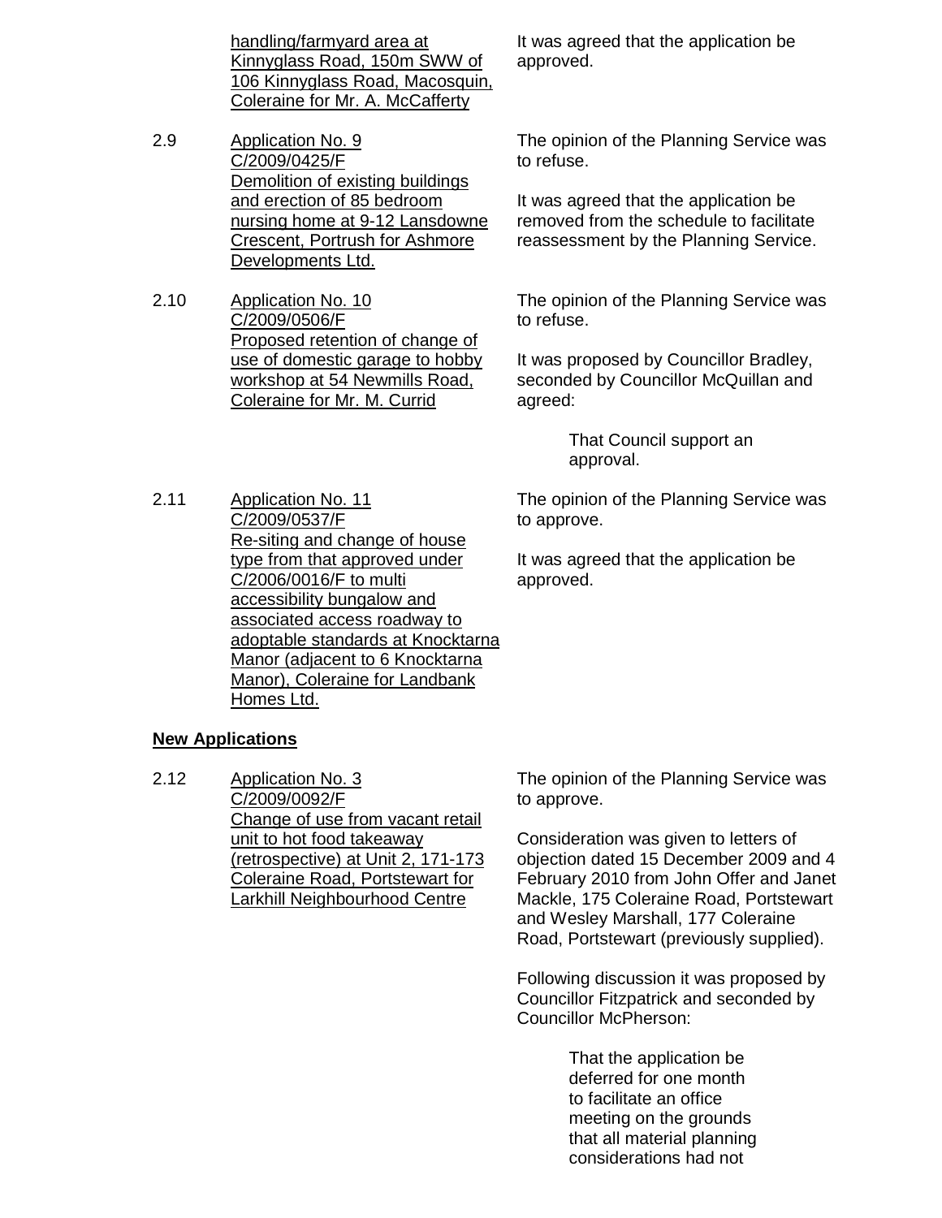<u>handling/farmyard area at Kinnyglass Road, 150m SWW of 106 Kinnyglass Road, Macosquin, Coleraine for Mr. A. McCafferty</u>

It was agreed that the application be approved.

2.9 <u>Application No. 9 C/2009/0425/F Demolition of existing buildings and erection of 85 bedroom nursing home at 9-12 Lansdowne Crescent, Portrush for Ashmore Developments Ltd.</u>

The opinion of the Planning Service was to refuse.

It was agreed that the application be removed from the schedule to facilitate reassessment by the Planning Service.

2.10 <u>Application No. 10 C/2009/0506/F Proposed retention of change of use of domestic garage to hobby workshop at 54 Newmills Road, Coleraine for Mr. M. Currid</u>

The opinion of the Planning Service was to refuse.

It was proposed by Councillor Bradley, seconded by Councillor McQuillan and agreed:

> That Council support an approval.

2.11 <u>Application No. 11 C/2009/0537/F Re-siting and change of house type from that approved under C/2006/0016/F to multi accessibility bungalow and associated access roadway to adoptable standards at Knocktarna Manor (adjacent to 6 Knocktarna Manor), Coleraine for Landbank Homes Ltd.</u>

The opinion of the Planning Service was to approve.

It was agreed that the application be approved.

**<u>New Applications</u>**

2.12 <u>Application No. 3 C/2009/0092/F Change of use from vacant retail unit to hot food takeaway (retrospective) at Unit 2, 171-173 Coleraine Road, Portstewart for Larkhill Neighbourhood Centre</u>

The opinion of the Planning Service was to approve.

Consideration was given to letters of objection dated 15 December 2009 and 4 February 2010 from John Offer and Janet Mackle, 175 Coleraine Road, Portstewart and Wesley Marshall, 177 Coleraine Road, Portstewart (previously supplied).

Following discussion it was proposed by Councillor Fitzpatrick and seconded by Councillor McPherson:

> That the application be deferred for one month to facilitate an office meeting on the grounds that all material planning considerations had not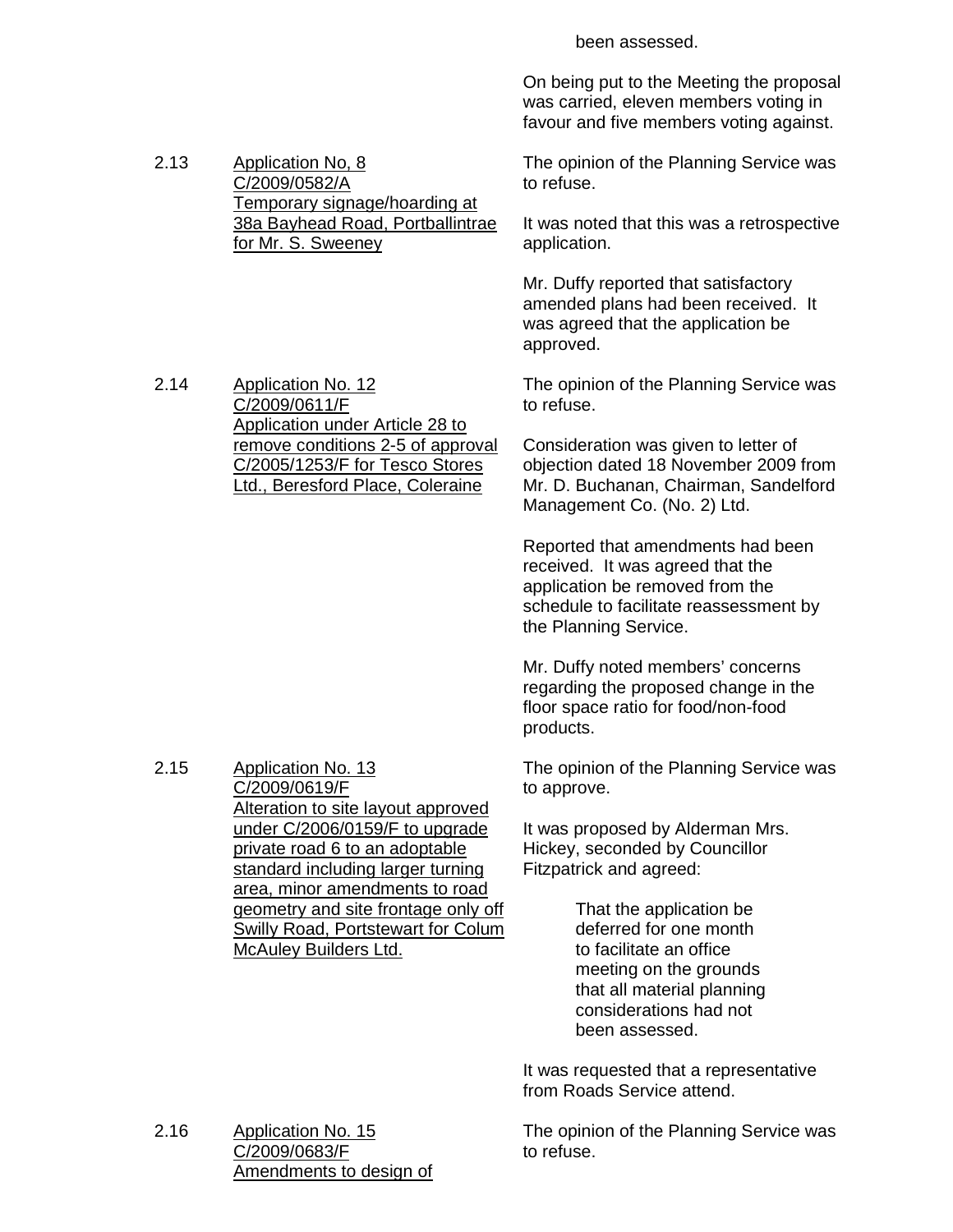been assessed.

On being put to the Meeting the proposal was carried, eleven members voting in favour and five members voting against.

2.13 Application No, 8 C/2009/0582/A Temporary signage/hoarding at 38a Bayhead Road, Portballintrae for Mr. S. Sweeney

The opinion of the Planning Service was to refuse.

It was noted that this was a retrospective application.

Mr. Duffy reported that satisfactory amended plans had been received. It was agreed that the application be approved.

2.14 Application No. 12 C/2009/0611/F Application under Article 28 to remove conditions 2-5 of approval C/2005/1253/F for Tesco Stores Ltd., Beresford Place, Coleraine

The opinion of the Planning Service was to refuse.

Consideration was given to letter of objection dated 18 November 2009 from Mr. D. Buchanan, Chairman, Sandelford Management Co. (No. 2) Ltd.

Reported that amendments had been received. It was agreed that the application be removed from the schedule to facilitate reassessment by the Planning Service.

Mr. Duffy noted members' concerns regarding the proposed change in the floor space ratio for food/non-food products.

2.15 Application No. 13 C/2009/0619/F Alteration to site layout approved under C/2006/0159/F to upgrade private road 6 to an adoptable standard including larger turning area, minor amendments to road geometry and site frontage only off Swilly Road, Portstewart for Colum McAuley Builders Ltd.

The opinion of the Planning Service was to approve.

It was proposed by Alderman Mrs. Hickey, seconded by Councillor Fitzpatrick and agreed:

> That the application be deferred for one month to facilitate an office meeting on the grounds that all material planning considerations had not been assessed.

It was requested that a representative from Roads Service attend.

2.16 Application No. 15 C/2009/0683/F Amendments to design of

The opinion of the Planning Service was to refuse.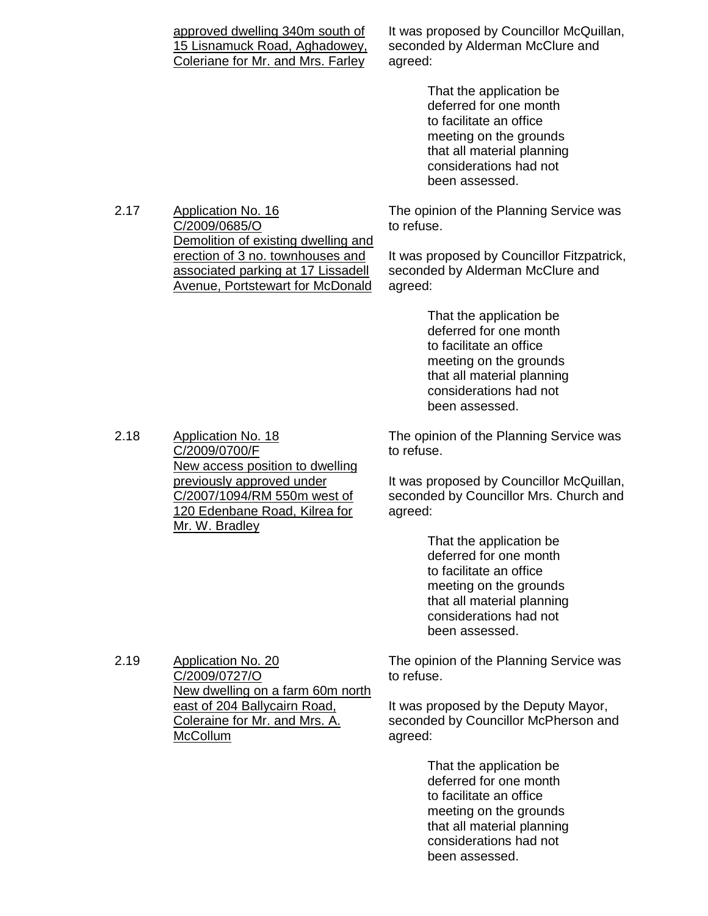| | | |
|---|---|---|
| | approved dwelling 340m south of 15 Lisnamuck Road, Aghadowey, Coleriane for Mr. and Mrs. Farley | It was proposed by Councillor McQuillan, seconded by Alderman McClure and agreed:<br><br>That the application be deferred for one month to facilitate an office meeting on the grounds that all material planning considerations had not been assessed. |
| 2.17 | Application No. 16<br>C/2009/0685/O<br>Demolition of existing dwelling and erection of 3 no. townhouses and associated parking at 17 Lissadell Avenue, Portstewart for McDonald | The opinion of the Planning Service was to refuse.<br><br>It was proposed by Councillor Fitzpatrick, seconded by Alderman McClure and agreed:<br><br>That the application be deferred for one month to facilitate an office meeting on the grounds that all material planning considerations had not been assessed. |
| 2.18 | Application No. 18<br>C/2009/0700/F<br>New access position to dwelling previously approved under C/2007/1094/RM 550m west of 120 Edenbane Road, Kilrea for Mr. W. Bradley | The opinion of the Planning Service was to refuse.<br><br>It was proposed by Councillor McQuillan, seconded by Councillor Mrs. Church and agreed:<br><br>That the application be deferred for one month to facilitate an office meeting on the grounds that all material planning considerations had not been assessed. |
| 2.19 | Application No. 20<br>C/2009/0727/O<br>New dwelling on a farm 60m north east of 204 Ballycairn Road, Coleraine for Mr. and Mrs. A. McCollum | The opinion of the Planning Service was to refuse.<br><br>It was proposed by the Deputy Mayor, seconded by Councillor McPherson and agreed:<br><br>That the application be deferred for one month to facilitate an office meeting on the grounds that all material planning considerations had not been assessed. |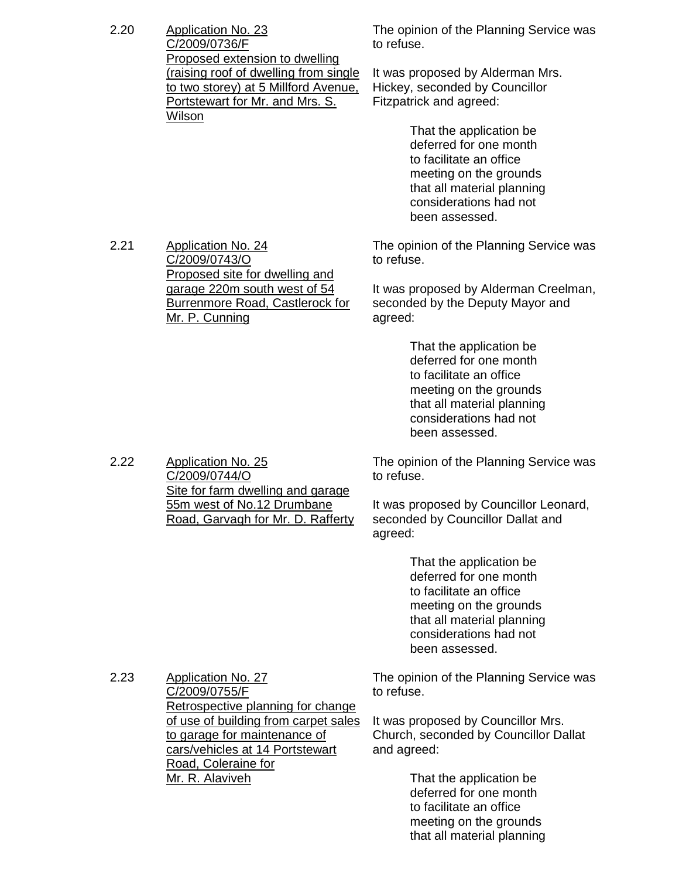2.20 <u>Application No. 23
C/2009/0736/F
Proposed extension to dwelling (raising roof of dwelling from single to two storey) at 5 Millford Avenue, Portstewart for Mr. and Mrs. S. Wilson</u>

The opinion of the Planning Service was to refuse.

It was proposed by Alderman Mrs. Hickey, seconded by Councillor Fitzpatrick and agreed:

> That the application be deferred for one month to facilitate an office meeting on the grounds that all material planning considerations had not been assessed.

2.21 <u>Application No. 24
C/2009/0743/O
Proposed site for dwelling and garage 220m south west of 54 Burrenmore Road, Castlerock for Mr. P. Cunning</u>

The opinion of the Planning Service was to refuse.

It was proposed by Alderman Creelman, seconded by the Deputy Mayor and agreed:

> That the application be deferred for one month to facilitate an office meeting on the grounds that all material planning considerations had not been assessed.

2.22 <u>Application No. 25
C/2009/0744/O
Site for farm dwelling and garage 55m west of No.12 Drumbane Road, Garvagh for Mr. D. Rafferty</u>

The opinion of the Planning Service was to refuse.

It was proposed by Councillor Leonard, seconded by Councillor Dallat and agreed:

> That the application be deferred for one month to facilitate an office meeting on the grounds that all material planning considerations had not been assessed.

2.23 <u>Application No. 27
C/2009/0755/F
Retrospective planning for change of use of building from carpet sales to garage for maintenance of cars/vehicles at 14 Portstewart Road, Coleraine for Mr. R. Alaviveh</u>

The opinion of the Planning Service was to refuse.

It was proposed by Councillor Mrs. Church, seconded by Councillor Dallat and agreed:

> That the application be deferred for one month to facilitate an office meeting on the grounds that all material planning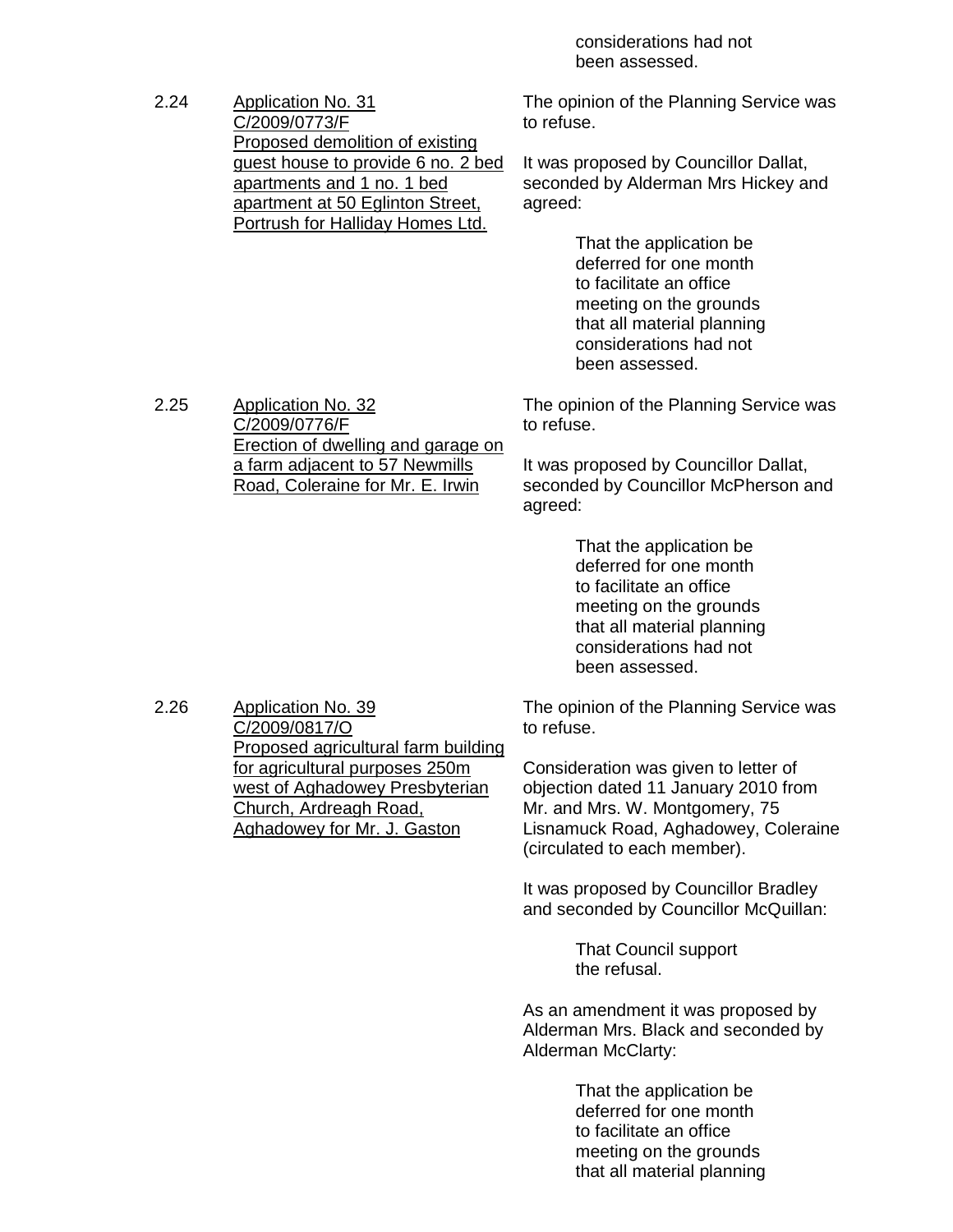considerations had not been assessed.

**2.24** Application No. 31
C/2009/0773/F
Proposed demolition of existing guest house to provide 6 no. 2 bed apartments and 1 no. 1 bed apartment at 50 Eglinton Street, Portrush for Halliday Homes Ltd.

The opinion of the Planning Service was to refuse.

It was proposed by Councillor Dallat, seconded by Alderman Mrs Hickey and agreed:

> That the application be deferred for one month to facilitate an office meeting on the grounds that all material planning considerations had not been assessed.

**2.25** Application No. 32
C/2009/0776/F
Erection of dwelling and garage on a farm adjacent to 57 Newmills Road, Coleraine for Mr. E. Irwin

The opinion of the Planning Service was to refuse.

It was proposed by Councillor Dallat, seconded by Councillor McPherson and agreed:

> That the application be deferred for one month to facilitate an office meeting on the grounds that all material planning considerations had not been assessed.

**2.26** Application No. 39
C/2009/0817/O
Proposed agricultural farm building for agricultural purposes 250m west of Aghadowey Presbyterian Church, Ardreagh Road, Aghadowey for Mr. J. Gaston

The opinion of the Planning Service was to refuse.

Consideration was given to letter of objection dated 11 January 2010 from Mr. and Mrs. W. Montgomery, 75 Lisnamuck Road, Aghadowey, Coleraine (circulated to each member).

It was proposed by Councillor Bradley and seconded by Councillor McQuillan:

> That Council support the refusal.

As an amendment it was proposed by Alderman Mrs. Black and seconded by Alderman McClarty:

> That the application be deferred for one month to facilitate an office meeting on the grounds that all material planning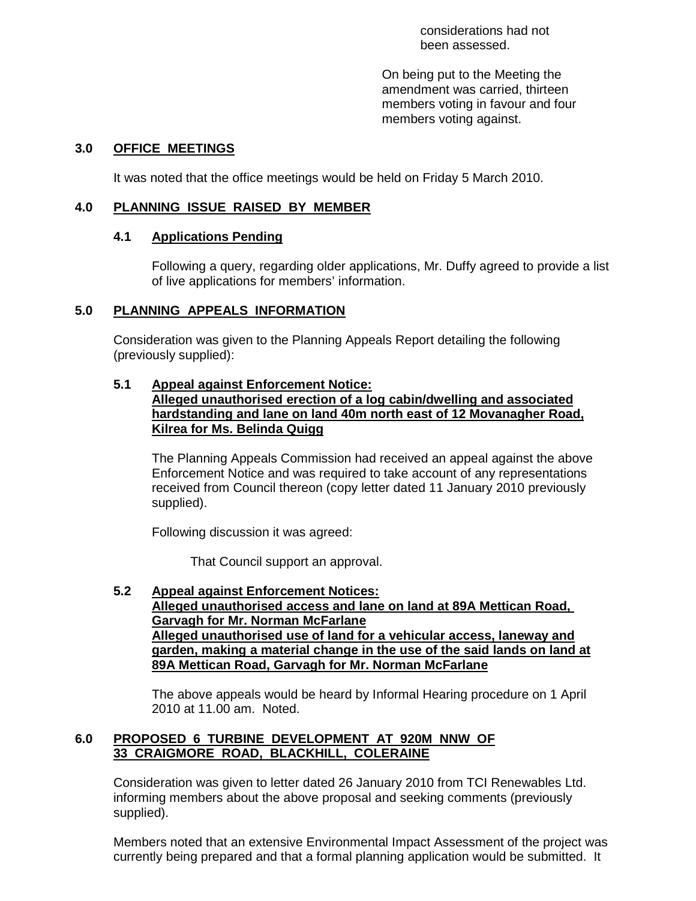considerations had not been assessed.

On being put to the Meeting the amendment was carried, thirteen members voting in favour and four members voting against.

## 3.0 OFFICE MEETINGS

It was noted that the office meetings would be held on Friday 5 March 2010.

## 4.0 PLANNING ISSUE RAISED BY MEMBER

### 4.1 Applications Pending

Following a query, regarding older applications, Mr. Duffy agreed to provide a list of live applications for members' information.

## 5.0 PLANNING APPEALS INFORMATION

Consideration was given to the Planning Appeals Report detailing the following (previously supplied):

### 5.1 Appeal against Enforcement Notice: Alleged unauthorised erection of a log cabin/dwelling and associated hardstanding and lane on land 40m north east of 12 Movanagher Road, Kilrea for Ms. Belinda Quigg

The Planning Appeals Commission had received an appeal against the above Enforcement Notice and was required to take account of any representations received from Council thereon (copy letter dated 11 January 2010 previously supplied).

Following discussion it was agreed:

That Council support an approval.

### 5.2 Appeal against Enforcement Notices: Alleged unauthorised access and lane on land at 89A Mettican Road, Garvagh for Mr. Norman McFarlane Alleged unauthorised use of land for a vehicular access, laneway and garden, making a material change in the use of the said lands on land at 89A Mettican Road, Garvagh for Mr. Norman McFarlane

The above appeals would be heard by Informal Hearing procedure on 1 April 2010 at 11.00 am. Noted.

## 6.0 PROPOSED 6 TURBINE DEVELOPMENT AT 920M NNW OF 33 CRAIGMORE ROAD, BLACKHILL, COLERAINE

Consideration was given to letter dated 26 January 2010 from TCI Renewables Ltd. informing members about the above proposal and seeking comments (previously supplied).

Members noted that an extensive Environmental Impact Assessment of the project was currently being prepared and that a formal planning application would be submitted. It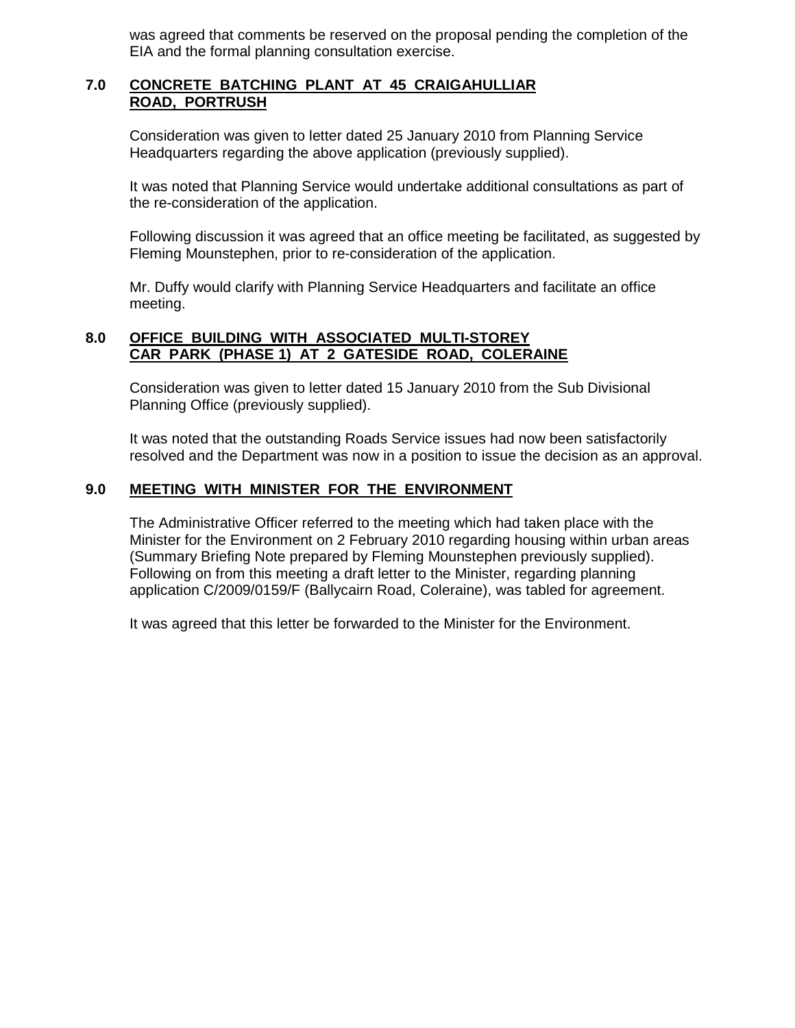was agreed that comments be reserved on the proposal pending the completion of the EIA and the formal planning consultation exercise.

## 7.0 CONCRETE BATCHING PLANT AT 45 CRAIGAHULLIAR ROAD, PORTRUSH

Consideration was given to letter dated 25 January 2010 from Planning Service Headquarters regarding the above application (previously supplied).

It was noted that Planning Service would undertake additional consultations as part of the re-consideration of the application.

Following discussion it was agreed that an office meeting be facilitated, as suggested by Fleming Mounstephen, prior to re-consideration of the application.

Mr. Duffy would clarify with Planning Service Headquarters and facilitate an office meeting.

## 8.0 OFFICE BUILDING WITH ASSOCIATED MULTI-STOREY CAR PARK (PHASE 1) AT 2 GATESIDE ROAD, COLERAINE

Consideration was given to letter dated 15 January 2010 from the Sub Divisional Planning Office (previously supplied).

It was noted that the outstanding Roads Service issues had now been satisfactorily resolved and the Department was now in a position to issue the decision as an approval.

## 9.0 MEETING WITH MINISTER FOR THE ENVIRONMENT

The Administrative Officer referred to the meeting which had taken place with the Minister for the Environment on 2 February 2010 regarding housing within urban areas (Summary Briefing Note prepared by Fleming Mounstephen previously supplied). Following on from this meeting a draft letter to the Minister, regarding planning application C/2009/0159/F (Ballycairn Road, Coleraine), was tabled for agreement.

It was agreed that this letter be forwarded to the Minister for the Environment.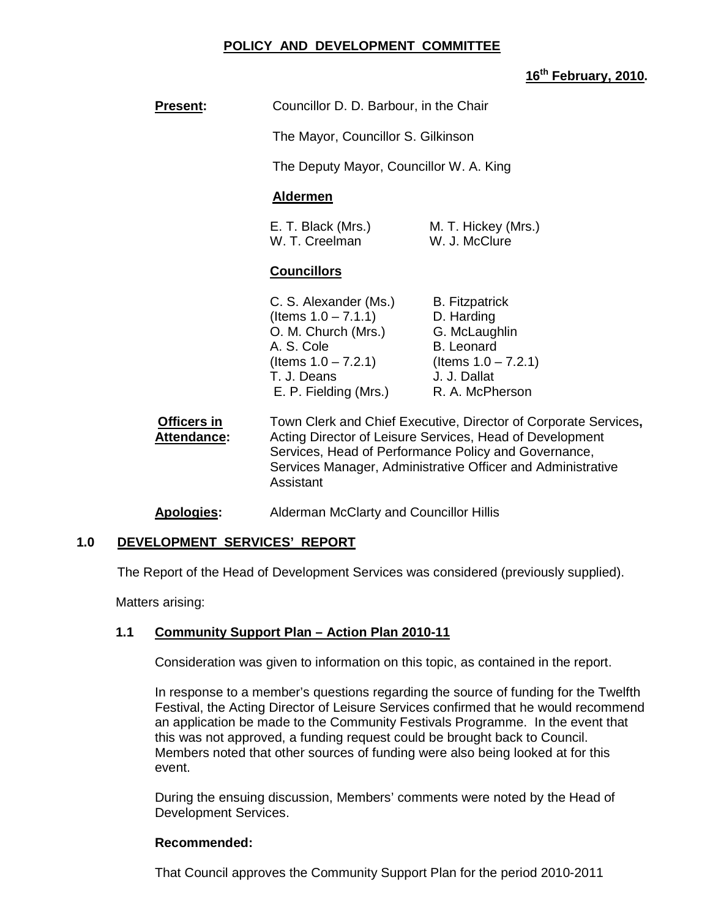# POLICY AND DEVELOPMENT COMMITTEE

**16th February, 2010.**

**Present:** Councillor D. D. Barbour, in the Chair

The Mayor, Councillor S. Gilkinson

The Deputy Mayor, Councillor W. A. King

**Aldermen**

E. T. Black (Mrs.) M. T. Hickey (Mrs.)
W. T. Creelman W. J. McClure

**Councillors**

C. S. Alexander (Ms.) (Items 1.0 – 7.1.1)
O. M. Church (Mrs.)
A. S. Cole (Items 1.0 – 7.2.1)
T. J. Deans
E. P. Fielding (Mrs.)
B. Fitzpatrick
D. Harding
G. McLaughlin
B. Leonard (Items 1.0 – 7.2.1)
J. J. Dallat
R. A. McPherson

**Officers in Attendance:** Town Clerk and Chief Executive, Director of Corporate Services**,** Acting Director of Leisure Services, Head of Development Services, Head of Performance Policy and Governance, Services Manager, Administrative Officer and Administrative Assistant

**Apologies:** Alderman McClarty and Councillor Hillis

## 1.0 DEVELOPMENT SERVICES' REPORT

The Report of the Head of Development Services was considered (previously supplied).

Matters arising:

### 1.1 Community Support Plan – Action Plan 2010-11

Consideration was given to information on this topic, as contained in the report.

In response to a member's questions regarding the source of funding for the Twelfth Festival, the Acting Director of Leisure Services confirmed that he would recommend an application be made to the Community Festivals Programme. In the event that this was not approved, a funding request could be brought back to Council. Members noted that other sources of funding were also being looked at for this event.

During the ensuing discussion, Members' comments were noted by the Head of Development Services.

**Recommended:**

That Council approves the Community Support Plan for the period 2010-2011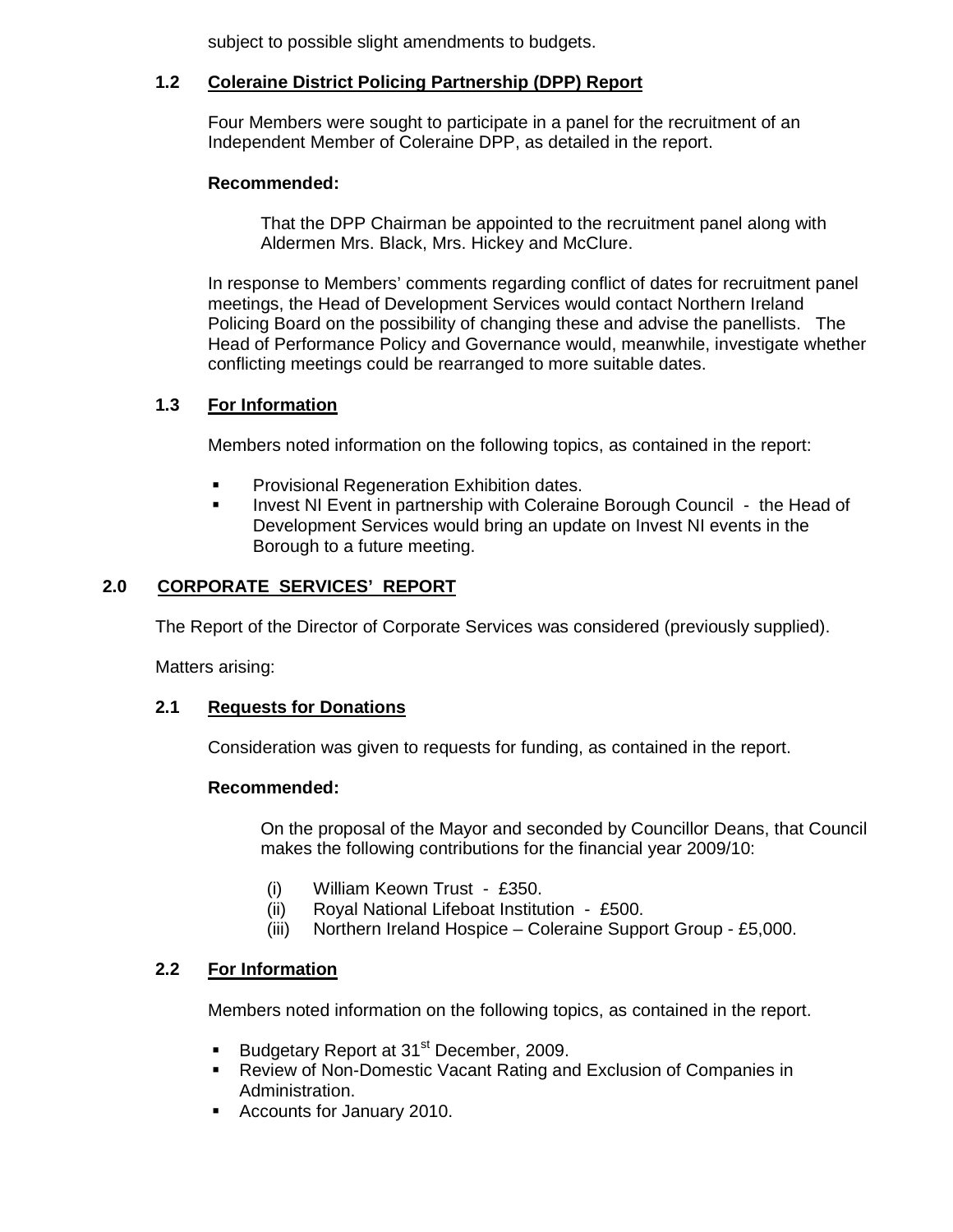subject to possible slight amendments to budgets.

### 1.2 Coleraine District Policing Partnership (DPP) Report

Four Members were sought to participate in a panel for the recruitment of an Independent Member of Coleraine DPP, as detailed in the report.

**Recommended:**

That the DPP Chairman be appointed to the recruitment panel along with Aldermen Mrs. Black, Mrs. Hickey and McClure.

In response to Members' comments regarding conflict of dates for recruitment panel meetings, the Head of Development Services would contact Northern Ireland Policing Board on the possibility of changing these and advise the panellists. The Head of Performance Policy and Governance would, meanwhile, investigate whether conflicting meetings could be rearranged to more suitable dates.

### 1.3 For Information

Members noted information on the following topics, as contained in the report:

- Provisional Regeneration Exhibition dates.
- Invest NI Event in partnership with Coleraine Borough Council - the Head of Development Services would bring an update on Invest NI events in the Borough to a future meeting.

## 2.0 CORPORATE SERVICES' REPORT

The Report of the Director of Corporate Services was considered (previously supplied).

Matters arising:

### 2.1 Requests for Donations

Consideration was given to requests for funding, as contained in the report.

**Recommended:**

On the proposal of the Mayor and seconded by Councillor Deans, that Council makes the following contributions for the financial year 2009/10:

(i) William Keown Trust - £350.
(ii) Royal National Lifeboat Institution - £500.
(iii) Northern Ireland Hospice – Coleraine Support Group - £5,000.

### 2.2 For Information

Members noted information on the following topics, as contained in the report.

- Budgetary Report at 31st December, 2009.
- Review of Non-Domestic Vacant Rating and Exclusion of Companies in Administration.
- Accounts for January 2010.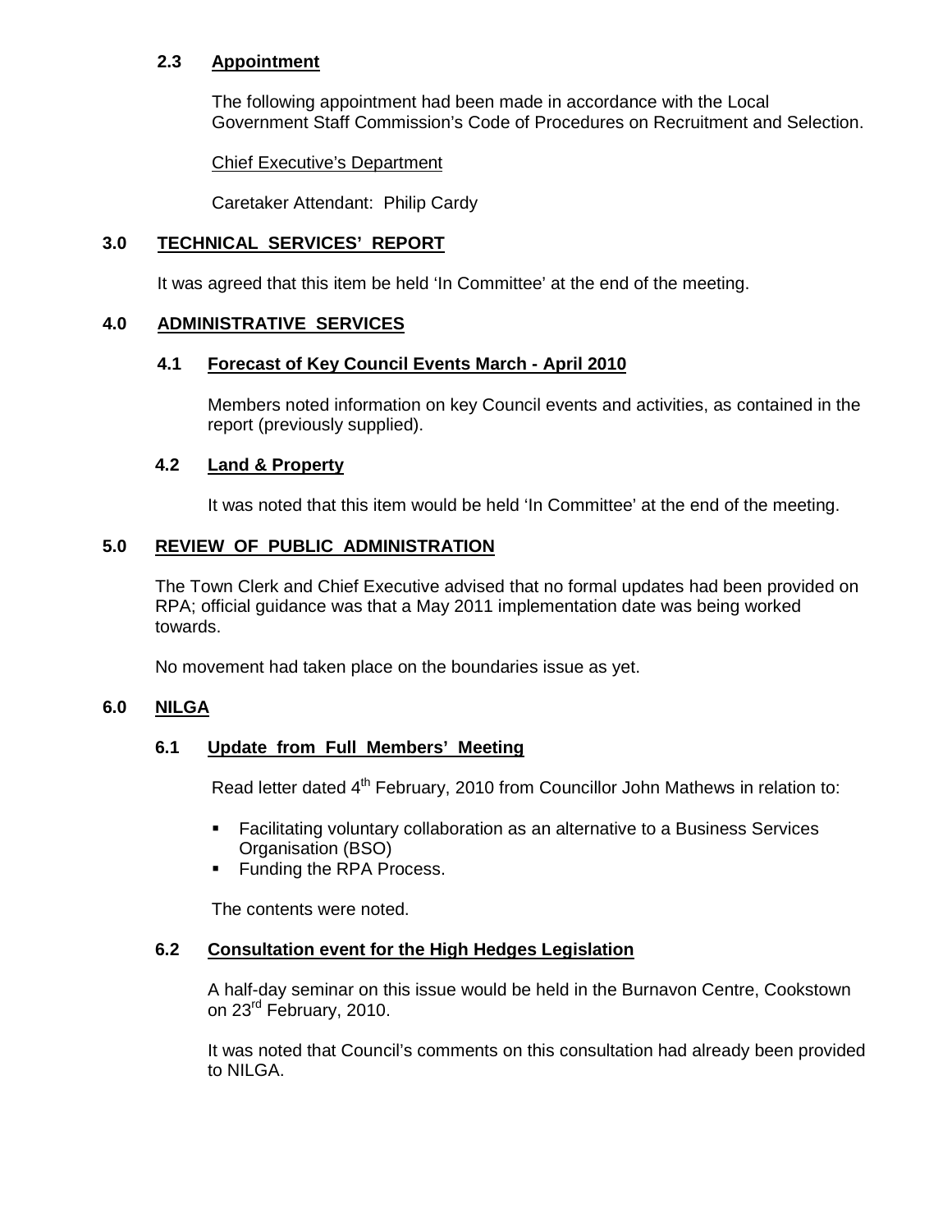### 2.3 Appointment

The following appointment had been made in accordance with the Local Government Staff Commission's Code of Procedures on Recruitment and Selection.

Chief Executive's Department

Caretaker Attendant: Philip Cardy

## 3.0 TECHNICAL SERVICES' REPORT

It was agreed that this item be held 'In Committee' at the end of the meeting.

## 4.0 ADMINISTRATIVE SERVICES

### 4.1 Forecast of Key Council Events March - April 2010

Members noted information on key Council events and activities, as contained in the report (previously supplied).

### 4.2 Land & Property

It was noted that this item would be held 'In Committee' at the end of the meeting.

## 5.0 REVIEW OF PUBLIC ADMINISTRATION

The Town Clerk and Chief Executive advised that no formal updates had been provided on RPA; official guidance was that a May 2011 implementation date was being worked towards.

No movement had taken place on the boundaries issue as yet.

## 6.0 NILGA

### 6.1 Update from Full Members' Meeting

Read letter dated 4th February, 2010 from Councillor John Mathews in relation to:

- Facilitating voluntary collaboration as an alternative to a Business Services Organisation (BSO)
- Funding the RPA Process.

The contents were noted.

### 6.2 Consultation event for the High Hedges Legislation

A half-day seminar on this issue would be held in the Burnavon Centre, Cookstown on 23rd February, 2010.

It was noted that Council's comments on this consultation had already been provided to NILGA.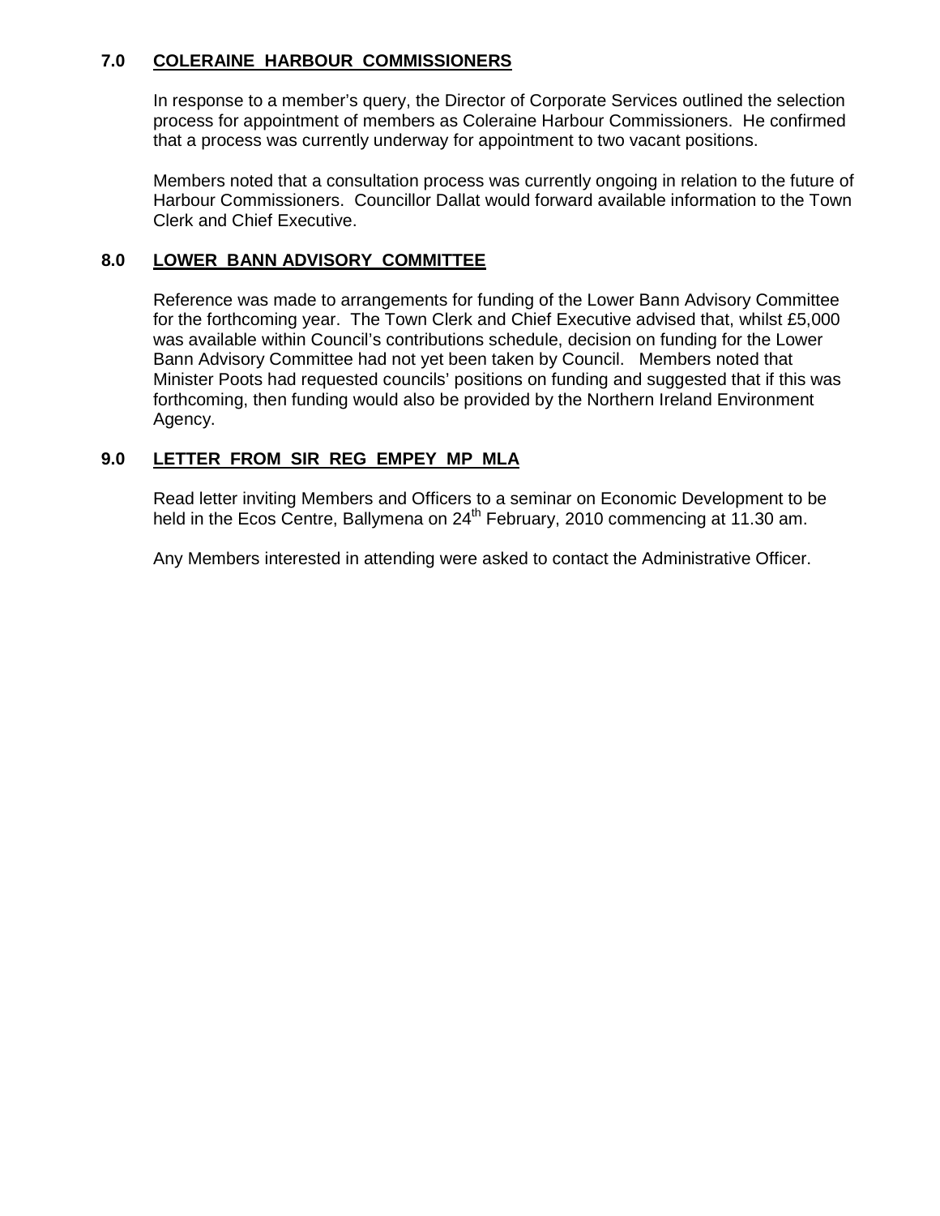## 7.0 COLERAINE HARBOUR COMMISSIONERS

In response to a member's query, the Director of Corporate Services outlined the selection process for appointment of members as Coleraine Harbour Commissioners. He confirmed that a process was currently underway for appointment to two vacant positions.

Members noted that a consultation process was currently ongoing in relation to the future of Harbour Commissioners. Councillor Dallat would forward available information to the Town Clerk and Chief Executive.

## 8.0 LOWER BANN ADVISORY COMMITTEE

Reference was made to arrangements for funding of the Lower Bann Advisory Committee for the forthcoming year. The Town Clerk and Chief Executive advised that, whilst £5,000 was available within Council's contributions schedule, decision on funding for the Lower Bann Advisory Committee had not yet been taken by Council. Members noted that Minister Poots had requested councils' positions on funding and suggested that if this was forthcoming, then funding would also be provided by the Northern Ireland Environment Agency.

## 9.0 LETTER FROM SIR REG EMPEY MP MLA

Read letter inviting Members and Officers to a seminar on Economic Development to be held in the Ecos Centre, Ballymena on 24th February, 2010 commencing at 11.30 am.

Any Members interested in attending were asked to contact the Administrative Officer.